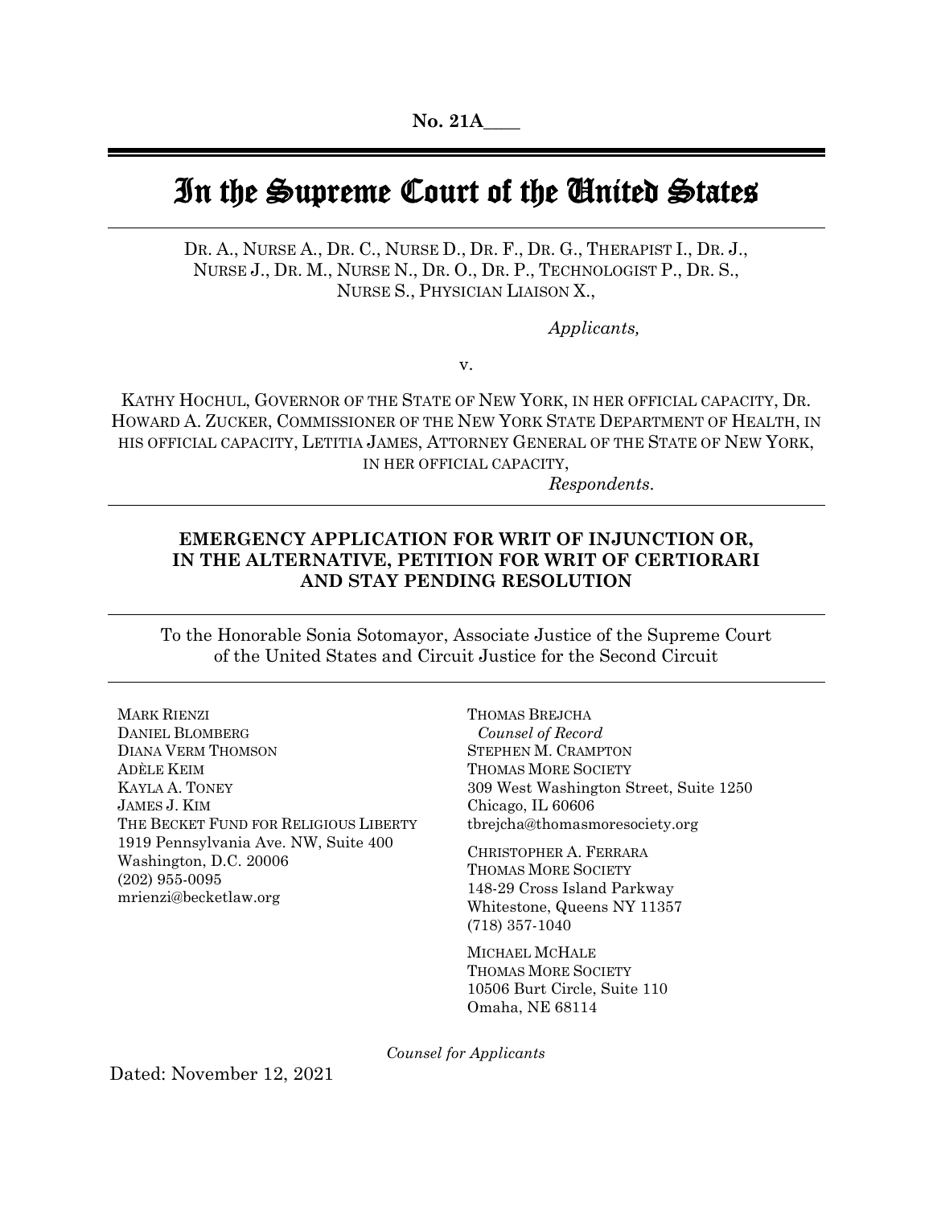**No. 21A____**

# In the Supreme Court of the United States

DR. A., NURSE A., DR. C., NURSE D., DR. F., DR. G., THERAPIST I., DR. J., NURSE J., DR. M., NURSE N., DR. O., DR. P., TECHNOLOGIST P., DR. S., NURSE S., PHYSICIAN LIAISON X.,

*Applicants,*

v.

KATHY HOCHUL, GOVERNOR OF THE STATE OF NEW YORK, IN HER OFFICIAL CAPACITY, DR. HOWARD A. ZUCKER, COMMISSIONER OF THE NEW YORK STATE DEPARTMENT OF HEALTH, IN HIS OFFICIAL CAPACITY, LETITIA JAMES, ATTORNEY GENERAL OF THE STATE OF NEW YORK, IN HER OFFICIAL CAPACITY,

*Respondents.*

---

**EMERGENCY APPLICATION FOR WRIT OF INJUNCTION OR, IN THE ALTERNATIVE, PETITION FOR WRIT OF CERTIORARI AND STAY PENDING RESOLUTION**

---

To the Honorable Sonia Sotomayor, Associate Justice of the Supreme Court of the United States and Circuit Justice for the Second Circuit

---

MARK RIENZI
DANIEL BLOMBERG
DIANA VERM THOMSON
ADÈLE KEIM
KAYLA A. TONEY
JAMES J. KIM
THE BECKET FUND FOR RELIGIOUS LIBERTY
1919 Pennsylvania Ave. NW, Suite 400
Washington, D.C. 20006
(202) 955-0095
mrienzi@becketlaw.org

THOMAS BREJCHA
*Counsel of Record*
STEPHEN M. CRAMPTON
THOMAS MORE SOCIETY
309 West Washington Street, Suite 1250
Chicago, IL 60606
tbrejcha@thomasmoresociety.org

CHRISTOPHER A. FERRARA
THOMAS MORE SOCIETY
148-29 Cross Island Parkway
Whitestone, Queens NY 11357
(718) 357-1040

MICHAEL MCHALE
THOMAS MORE SOCIETY
10506 Burt Circle, Suite 110
Omaha, NE 68114

*Counsel for Applicants*

Dated: November 12, 2021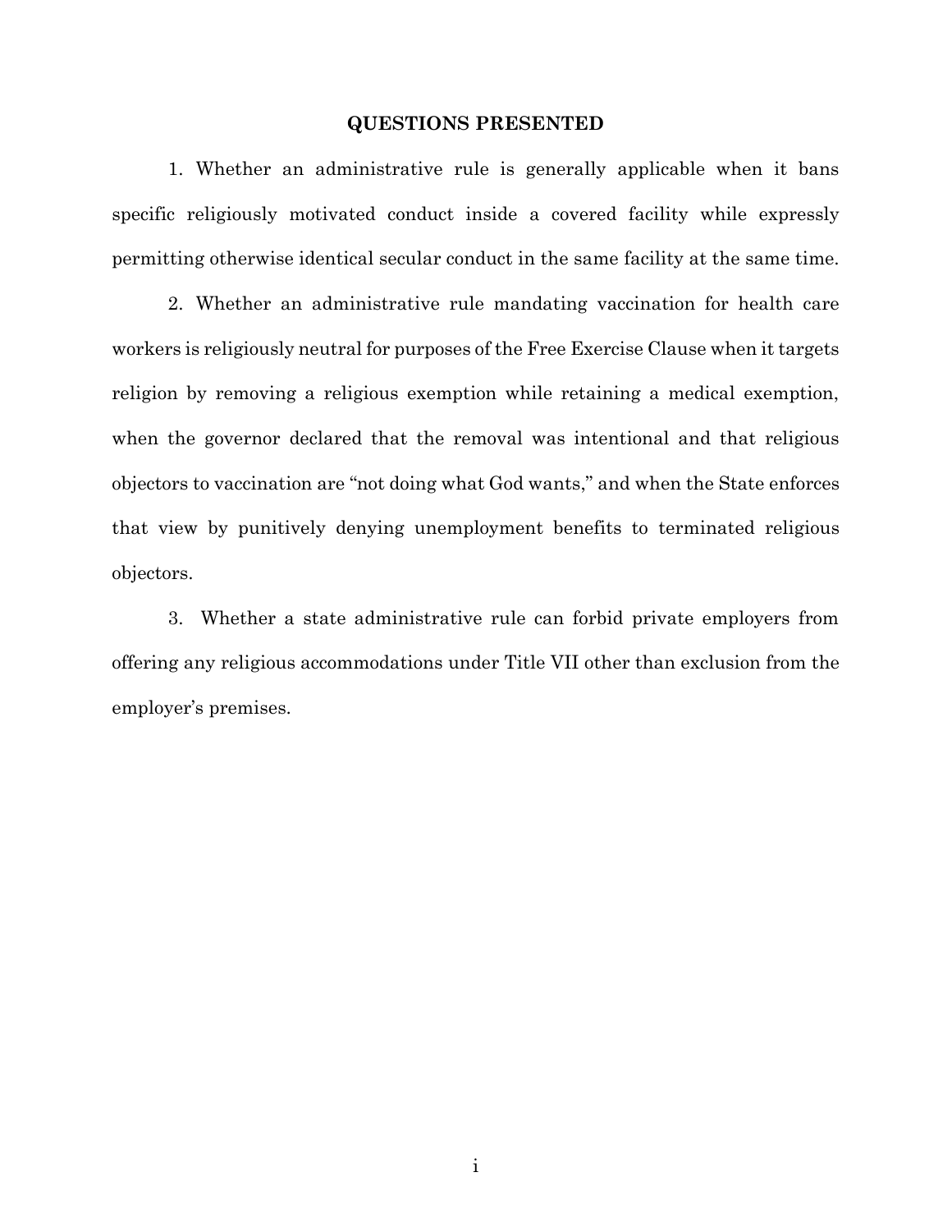## QUESTIONS PRESENTED

1. Whether an administrative rule is generally applicable when it bans specific religiously motivated conduct inside a covered facility while expressly permitting otherwise identical secular conduct in the same facility at the same time.

2. Whether an administrative rule mandating vaccination for health care workers is religiously neutral for purposes of the Free Exercise Clause when it targets religion by removing a religious exemption while retaining a medical exemption, when the governor declared that the removal was intentional and that religious objectors to vaccination are "not doing what God wants," and when the State enforces that view by punitively denying unemployment benefits to terminated religious objectors.

3. Whether a state administrative rule can forbid private employers from offering any religious accommodations under Title VII other than exclusion from the employer's premises.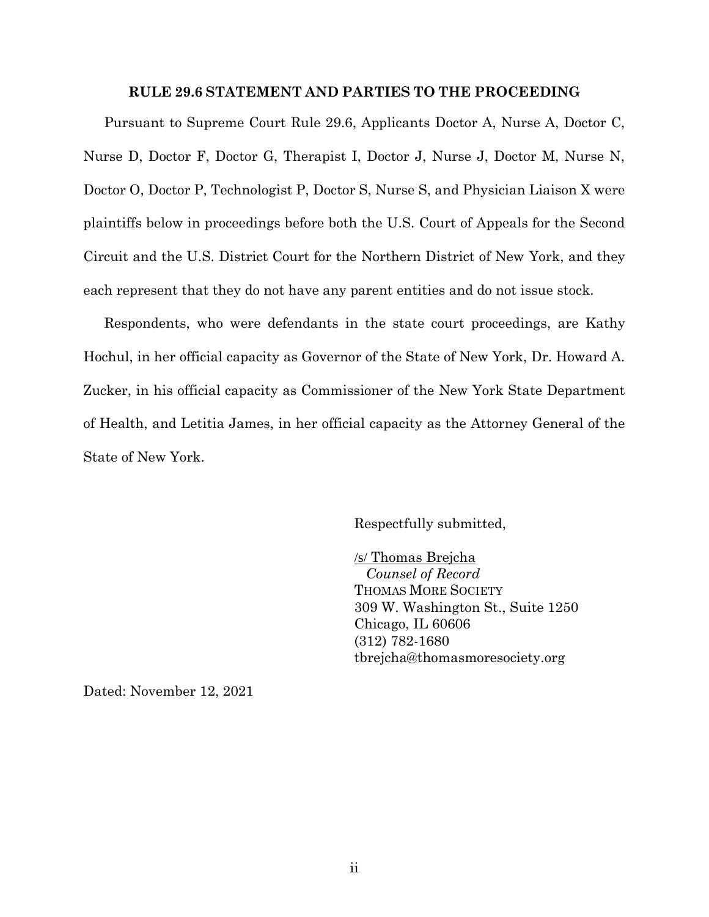**RULE 29.6 STATEMENT AND PARTIES TO THE PROCEEDING**

Pursuant to Supreme Court Rule 29.6, Applicants Doctor A, Nurse A, Doctor C, Nurse D, Doctor F, Doctor G, Therapist I, Doctor J, Nurse J, Doctor M, Nurse N, Doctor O, Doctor P, Technologist P, Doctor S, Nurse S, and Physician Liaison X were plaintiffs below in proceedings before both the U.S. Court of Appeals for the Second Circuit and the U.S. District Court for the Northern District of New York, and they each represent that they do not have any parent entities and do not issue stock.

Respondents, who were defendants in the state court proceedings, are Kathy Hochul, in her official capacity as Governor of the State of New York, Dr. Howard A. Zucker, in his official capacity as Commissioner of the New York State Department of Health, and Letitia James, in her official capacity as the Attorney General of the State of New York.

Respectfully submitted,

/s/ Thomas Brejcha
*Counsel of Record*
THOMAS MORE SOCIETY
309 W. Washington St., Suite 1250
Chicago, IL 60606
(312) 782-1680
tbrejcha@thomasmoresociety.org

Dated: November 12, 2021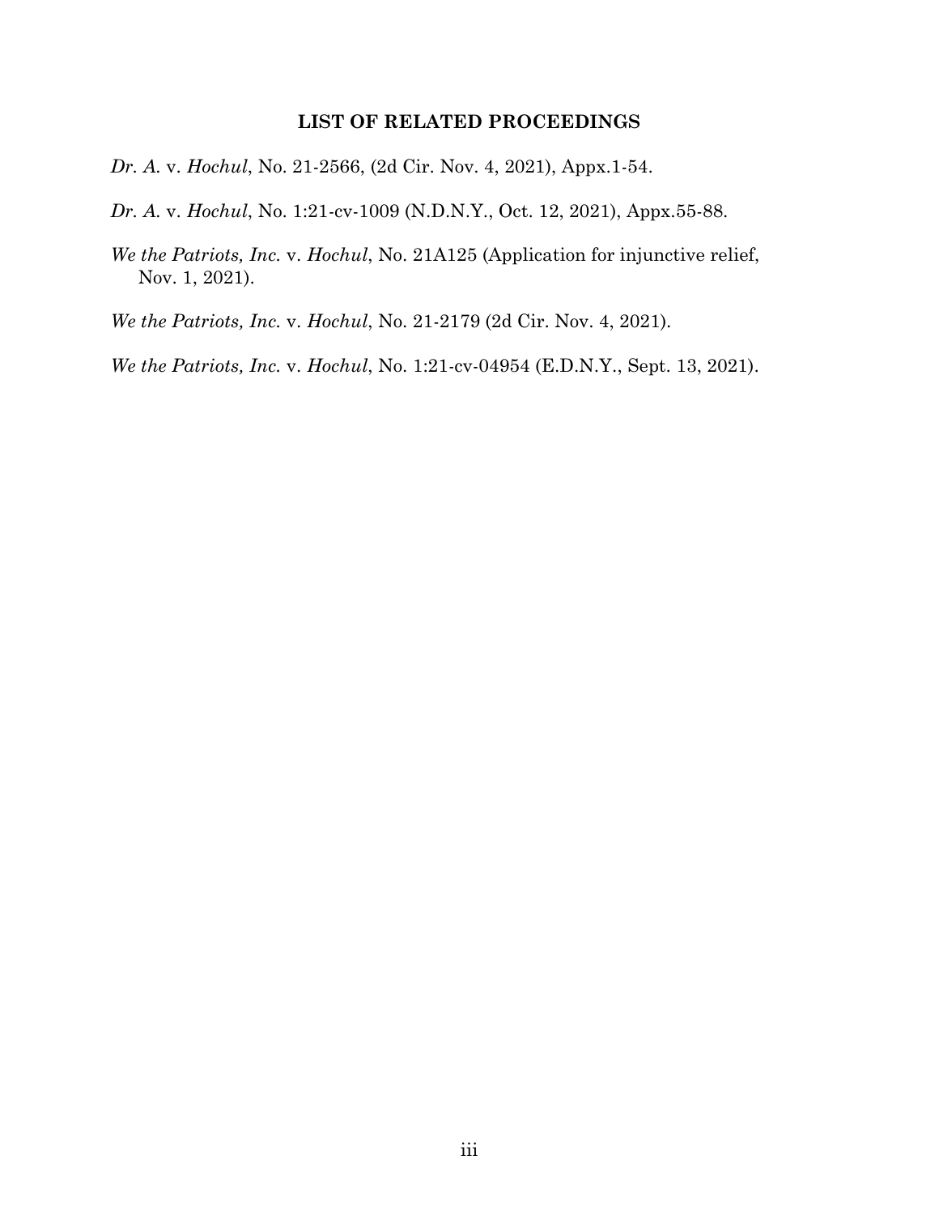## LIST OF RELATED PROCEEDINGS

*Dr. A.* v. *Hochul*, No. 21-2566, (2d Cir. Nov. 4, 2021), Appx.1-54.

*Dr. A.* v. *Hochul*, No. 1:21-cv-1009 (N.D.N.Y., Oct. 12, 2021), Appx.55-88.

*We the Patriots, Inc.* v. *Hochul*, No. 21A125 (Application for injunctive relief, Nov. 1, 2021).

*We the Patriots, Inc.* v. *Hochul*, No. 21-2179 (2d Cir. Nov. 4, 2021).

*We the Patriots, Inc.* v. *Hochul*, No. 1:21-cv-04954 (E.D.N.Y., Sept. 13, 2021).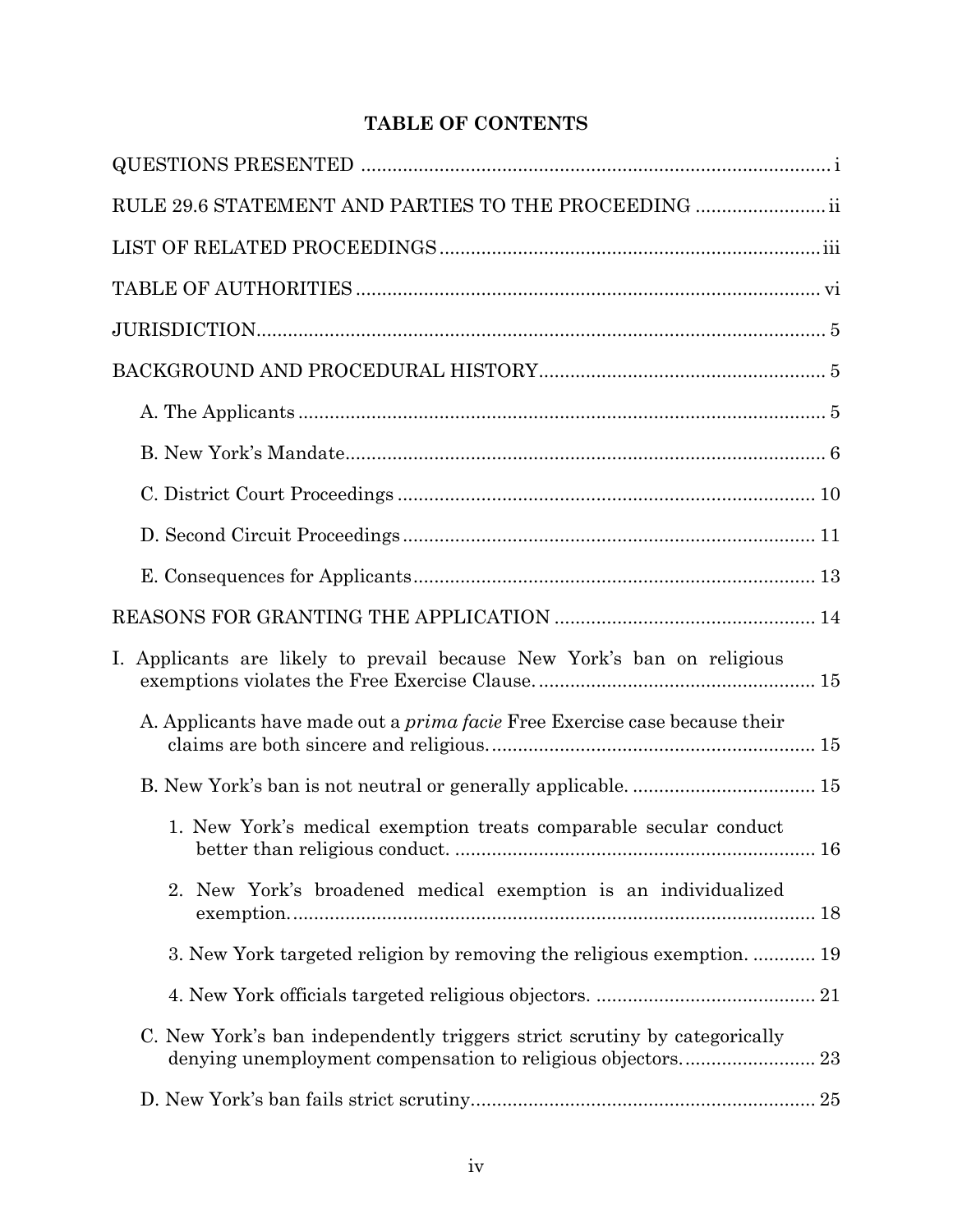## TABLE OF CONTENTS

QUESTIONS PRESENTED ..... i

RULE 29.6 STATEMENT AND PARTIES TO THE PROCEEDING ..... ii

LIST OF RELATED PROCEEDINGS ..... iii

TABLE OF AUTHORITIES ..... vi

JURISDICTION ..... 5

BACKGROUND AND PROCEDURAL HISTORY ..... 5

- A. The Applicants ..... 5
- B. New York's Mandate ..... 6
- C. District Court Proceedings ..... 10
- D. Second Circuit Proceedings ..... 11
- E. Consequences for Applicants ..... 13

REASONS FOR GRANTING THE APPLICATION ..... 14

I. Applicants are likely to prevail because New York's ban on religious exemptions violates the Free Exercise Clause. ..... 15

- A. Applicants have made out a *prima facie* Free Exercise case because their claims are both sincere and religious. ..... 15
- B. New York's ban is not neutral or generally applicable. ..... 15
  1. New York's medical exemption treats comparable secular conduct better than religious conduct. ..... 16
  2. New York's broadened medical exemption is an individualized exemption. ..... 18
  3. New York targeted religion by removing the religious exemption. ..... 19
  4. New York officials targeted religious objectors. ..... 21
- C. New York's ban independently triggers strict scrutiny by categorically denying unemployment compensation to religious objectors. ..... 23
- D. New York's ban fails strict scrutiny. ..... 25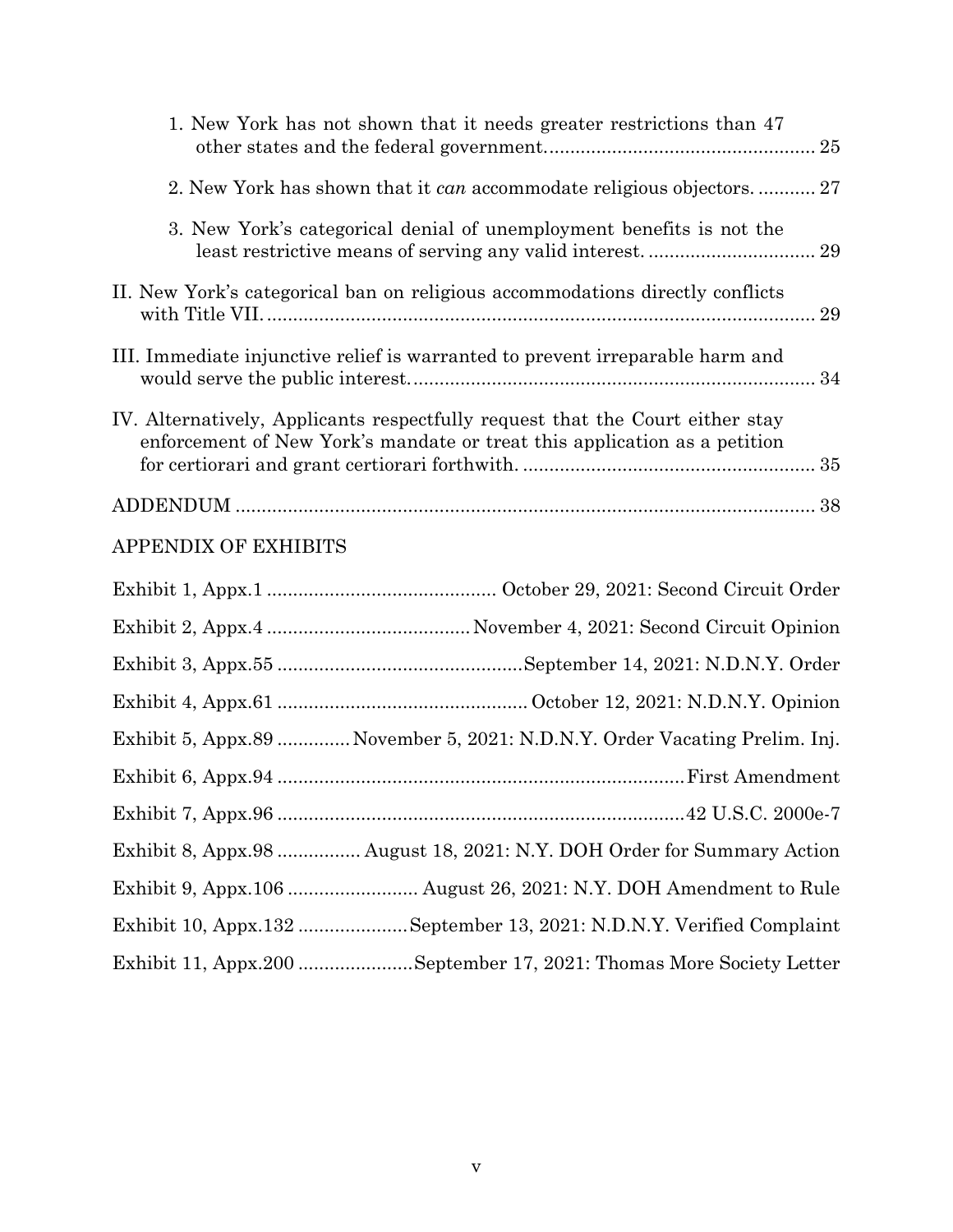1. New York has not shown that it needs greater restrictions than 47 other states and the federal government. 25

2. New York has shown that it *can* accommodate religious objectors. 27

3. New York's categorical denial of unemployment benefits is not the least restrictive means of serving any valid interest. 29

II. New York's categorical ban on religious accommodations directly conflicts with Title VII. 29

III. Immediate injunctive relief is warranted to prevent irreparable harm and would serve the public interest. 34

IV. Alternatively, Applicants respectfully request that the Court either stay enforcement of New York's mandate or treat this application as a petition for certiorari and grant certiorari forthwith. 35

ADDENDUM 38

APPENDIX OF EXHIBITS

| | |
|---|---|
| Exhibit 1, Appx.1 | October 29, 2021: Second Circuit Order |
| Exhibit 2, Appx.4 | November 4, 2021: Second Circuit Opinion |
| Exhibit 3, Appx.55 | September 14, 2021: N.D.N.Y. Order |
| Exhibit 4, Appx.61 | October 12, 2021: N.D.N.Y. Opinion |
| Exhibit 5, Appx.89 | November 5, 2021: N.D.N.Y. Order Vacating Prelim. Inj. |
| Exhibit 6, Appx.94 | First Amendment |
| Exhibit 7, Appx.96 | 42 U.S.C. 2000e-7 |
| Exhibit 8, Appx.98 | August 18, 2021: N.Y. DOH Order for Summary Action |
| Exhibit 9, Appx.106 | August 26, 2021: N.Y. DOH Amendment to Rule |
| Exhibit 10, Appx.132 | September 13, 2021: N.D.N.Y. Verified Complaint |
| Exhibit 11, Appx.200 | September 17, 2021: Thomas More Society Letter |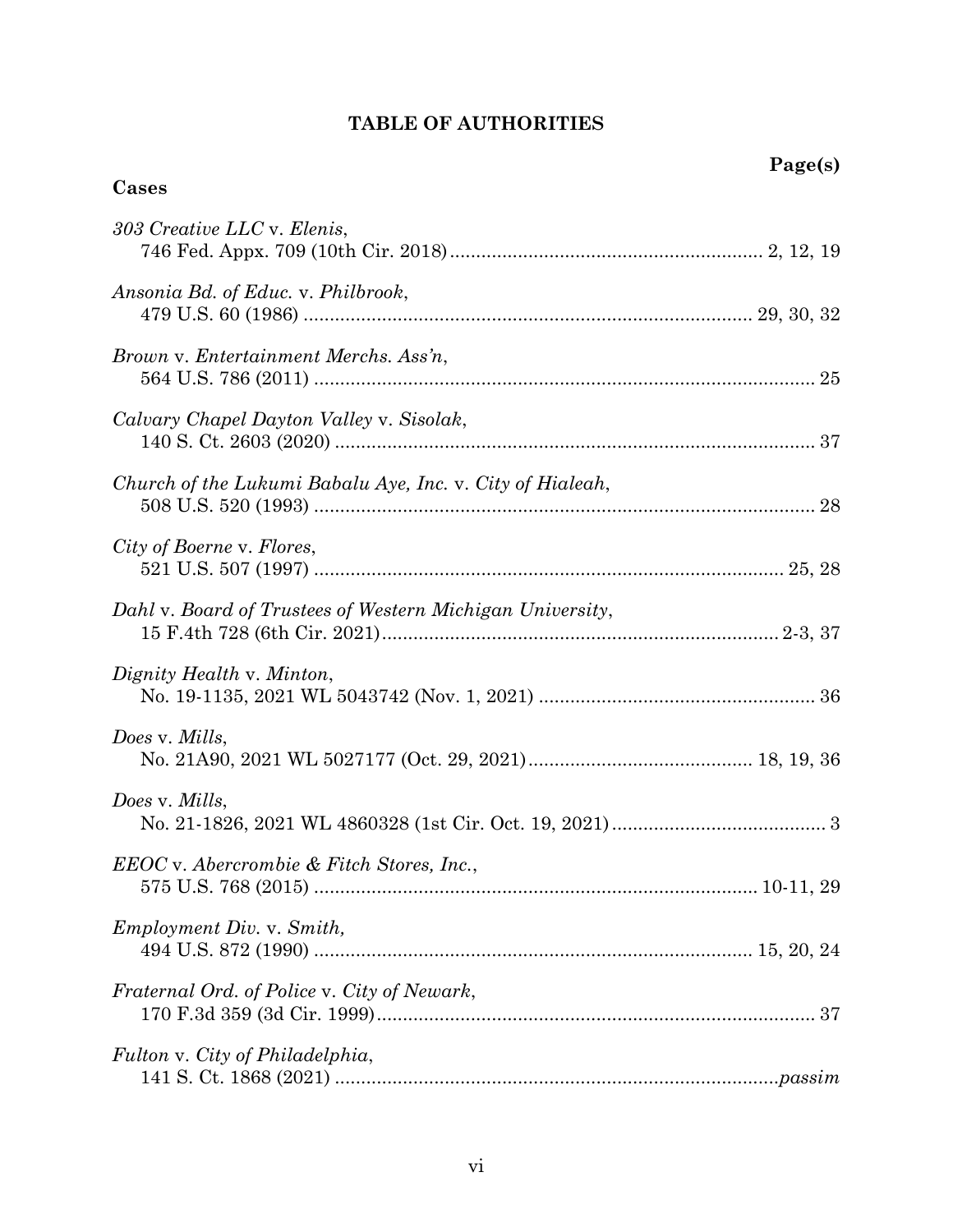## TABLE OF AUTHORITIES

**Page(s)**

### Cases

*303 Creative LLC* v. *Elenis*,
746 Fed. Appx. 709 (10th Cir. 2018) .......... 2, 12, 19

*Ansonia Bd. of Educ.* v. *Philbrook*,
479 U.S. 60 (1986) .......... 29, 30, 32

*Brown* v. *Entertainment Merchs. Ass'n*,
564 U.S. 786 (2011) .......... 25

*Calvary Chapel Dayton Valley* v. *Sisolak*,
140 S. Ct. 2603 (2020) .......... 37

*Church of the Lukumi Babalu Aye, Inc.* v. *City of Hialeah*,
508 U.S. 520 (1993) .......... 28

*City of Boerne* v. *Flores*,
521 U.S. 507 (1997) .......... 25, 28

*Dahl* v. *Board of Trustees of Western Michigan University*,
15 F.4th 728 (6th Cir. 2021) .......... 2-3, 37

*Dignity Health* v. *Minton*,
No. 19-1135, 2021 WL 5043742 (Nov. 1, 2021) .......... 36

*Does* v. *Mills*,
No. 21A90, 2021 WL 5027177 (Oct. 29, 2021) .......... 18, 19, 36

*Does* v. *Mills*,
No. 21-1826, 2021 WL 4860328 (1st Cir. Oct. 19, 2021) .......... 3

*EEOC* v. *Abercrombie & Fitch Stores, Inc.*,
575 U.S. 768 (2015) .......... 10-11, 29

*Employment Div.* v. *Smith,*
494 U.S. 872 (1990) .......... 15, 20, 24

*Fraternal Ord. of Police* v. *City of Newark*,
170 F.3d 359 (3d Cir. 1999) .......... 37

*Fulton* v. *City of Philadelphia*,
141 S. Ct. 1868 (2021) .......... *passim*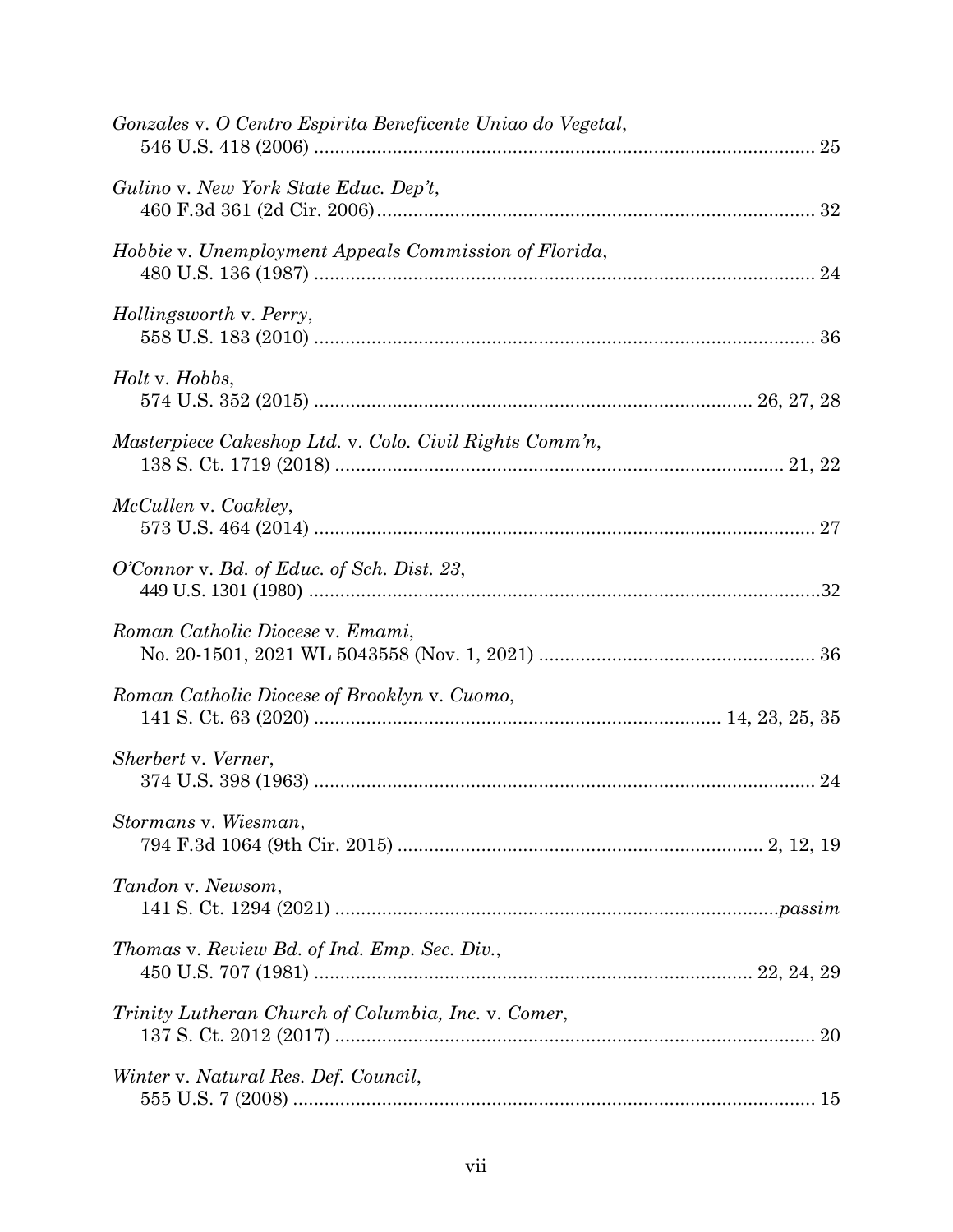*Gonzales* v. *O Centro Espirita Beneficente Uniao do Vegetal*,
546 U.S. 418 (2006) .............................................................................................. 25

*Gulino* v. *New York State Educ. Dep't*,
460 F.3d 361 (2d Cir. 2006) .................................................................................. 32

*Hobbie* v. *Unemployment Appeals Commission of Florida*,
480 U.S. 136 (1987) .............................................................................................. 24

*Hollingsworth* v. *Perry*,
558 U.S. 183 (2010) .............................................................................................. 36

*Holt* v. *Hobbs*,
574 U.S. 352 (2015) ................................................................................ 26, 27, 28

*Masterpiece Cakeshop Ltd.* v. *Colo. Civil Rights Comm'n*,
138 S. Ct. 1719 (2018) .................................................................................... 21, 22

*McCullen* v. *Coakley*,
573 U.S. 464 (2014) .............................................................................................. 27

*O'Connor* v. *Bd. of Educ. of Sch. Dist. 23*,
449 U.S. 1301 (1980) ............................................................................................ 32

*Roman Catholic Diocese* v. *Emami*,
No. 20-1501, 2021 WL 5043558 (Nov. 1, 2021) .................................................... 36

*Roman Catholic Diocese of Brooklyn* v. *Cuomo*,
141 S. Ct. 63 (2020) ............................................................................ 14, 23, 25, 35

*Sherbert* v. *Verner*,
374 U.S. 398 (1963) .............................................................................................. 24

*Stormans* v. *Wiesman*,
794 F.3d 1064 (9th Cir. 2015) .................................................................... 2, 12, 19

*Tandon* v. *Newsom*,
141 S. Ct. 1294 (2021) ................................................................................. *passim*

*Thomas* v. *Review Bd. of Ind. Emp. Sec. Div.*,
450 U.S. 707 (1981) ................................................................................ 22, 24, 29

*Trinity Lutheran Church of Columbia, Inc.* v. *Comer*,
137 S. Ct. 2012 (2017) .......................................................................................... 20

*Winter* v. *Natural Res. Def. Council*,
555 U.S. 7 (2008) .................................................................................................. 15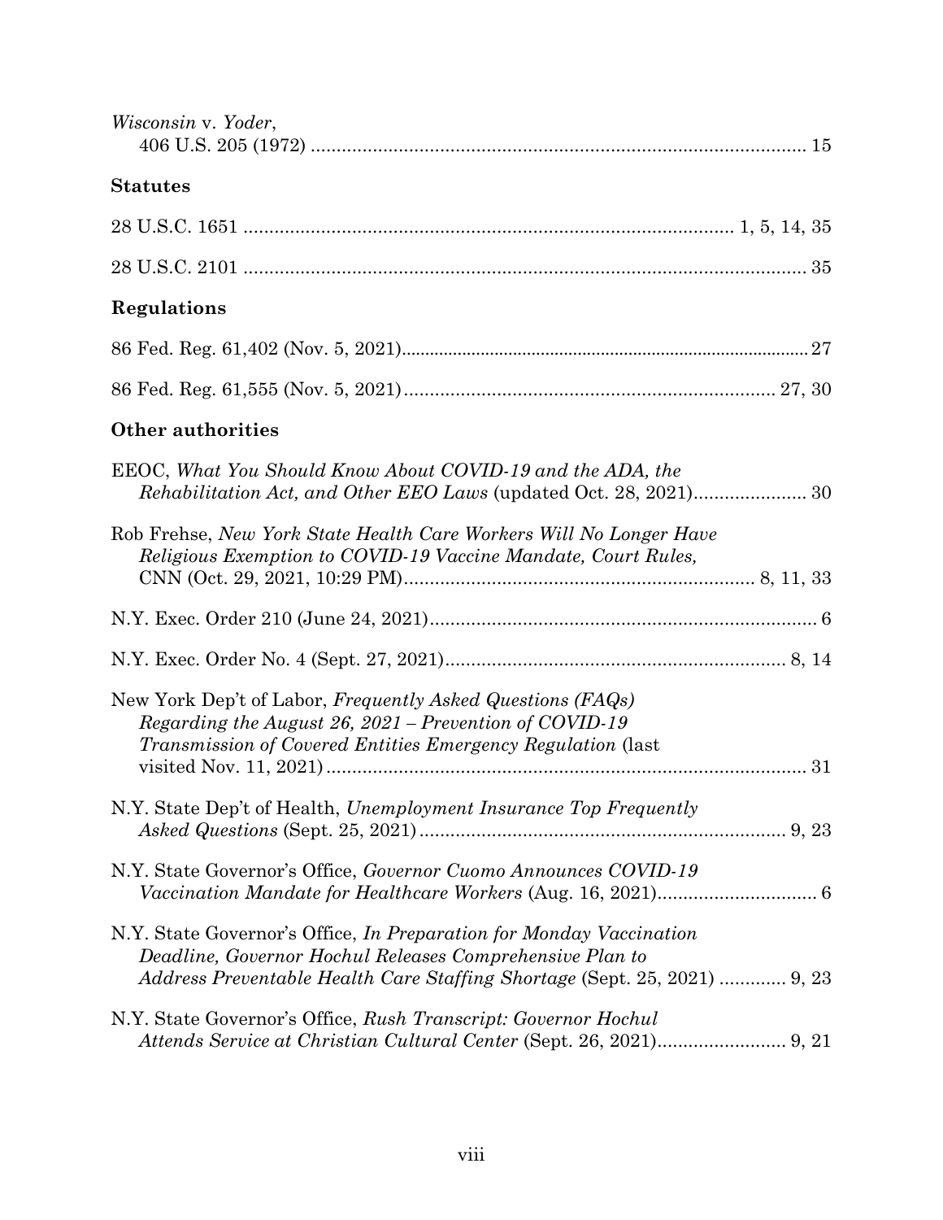*Wisconsin* v. *Yoder*,
406 U.S. 205 (1972) ................................................................................................ 15

## Statutes

28 U.S.C. 1651 .............................................................................................. 1, 5, 14, 35

28 U.S.C. 2101 .............................................................................................................. 35

## Regulations

86 Fed. Reg. 61,402 (Nov. 5, 2021)..........................................................................................27

86 Fed. Reg. 61,555 (Nov. 5, 2021).......................................................................... 27, 30

## Other authorities

EEOC, *What You Should Know About COVID-19 and the ADA, the Rehabilitation Act, and Other EEO Laws* (updated Oct. 28, 2021)...................... 30

Rob Frehse, *New York State Health Care Workers Will No Longer Have Religious Exemption to COVID-19 Vaccine Mandate, Court Rules,* CNN (Oct. 29, 2021, 10:29 PM)................................................................... 8, 11, 33

N.Y. Exec. Order 210 (June 24, 2021)........................................................................... 6

N.Y. Exec. Order No. 4 (Sept. 27, 2021)................................................................... 8, 14

New York Dep't of Labor, *Frequently Asked Questions (FAQs) Regarding the August 26, 2021 – Prevention of COVID-19 Transmission of Covered Entities Emergency Regulation* (last visited Nov. 11, 2021)............................................................................................ 31

N.Y. State Dep't of Health, *Unemployment Insurance Top Frequently Asked Questions* (Sept. 25, 2021)...................................................................... 9, 23

N.Y. State Governor's Office, *Governor Cuomo Announces COVID-19 Vaccination Mandate for Healthcare Workers* (Aug. 16, 2021)............................... 6

N.Y. State Governor's Office, *In Preparation for Monday Vaccination Deadline, Governor Hochul Releases Comprehensive Plan to Address Preventable Health Care Staffing Shortage* (Sept. 25, 2021) ............. 9, 23

N.Y. State Governor's Office, *Rush Transcript: Governor Hochul Attends Service at Christian Cultural Center* (Sept. 26, 2021)......................... 9, 21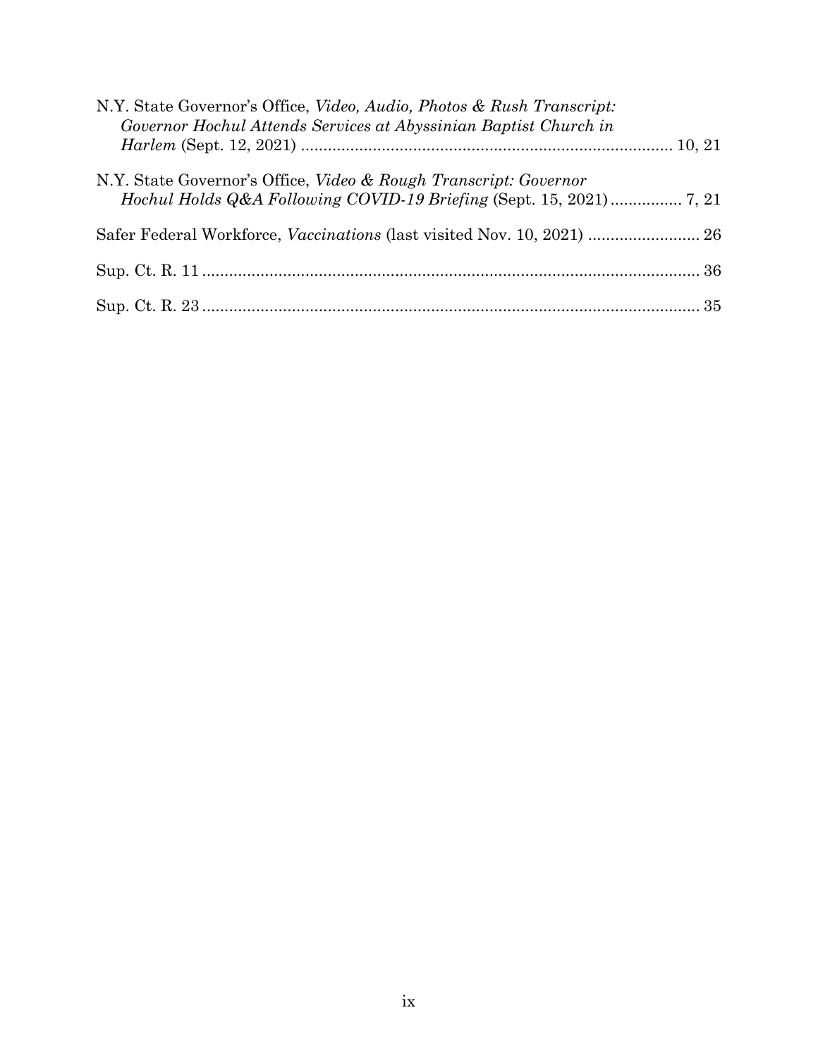N.Y. State Governor's Office, *Video, Audio, Photos & Rush Transcript: Governor Hochul Attends Services at Abyssinian Baptist Church in Harlem* (Sept. 12, 2021) .................................................................................... 10, 21

N.Y. State Governor's Office, *Video & Rough Transcript: Governor Hochul Holds Q&A Following COVID-19 Briefing* (Sept. 15, 2021) ................ 7, 21

Safer Federal Workforce, *Vaccinations* (last visited Nov. 10, 2021) ......................... 26

Sup. Ct. R. 11 ............................................................................................................. 36

Sup. Ct. R. 23 ............................................................................................................. 35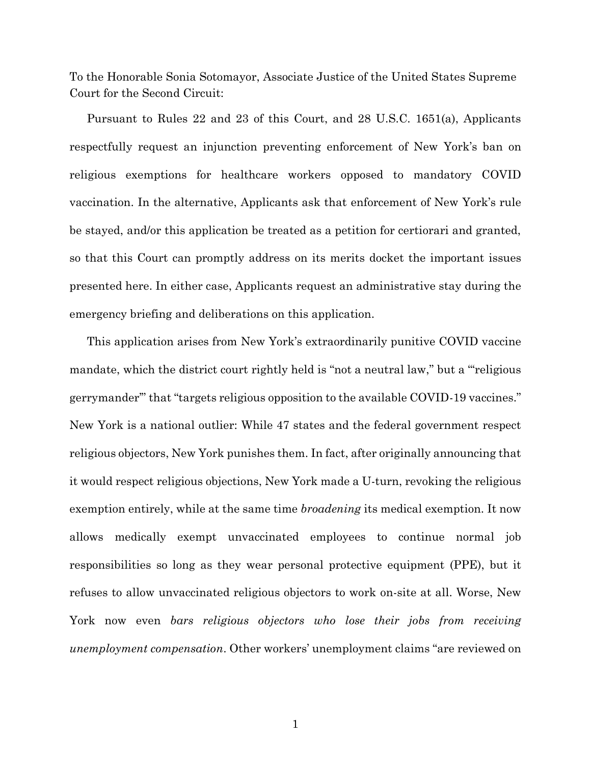To the Honorable Sonia Sotomayor, Associate Justice of the United States Supreme Court for the Second Circuit:

Pursuant to Rules 22 and 23 of this Court, and 28 U.S.C. 1651(a), Applicants respectfully request an injunction preventing enforcement of New York's ban on religious exemptions for healthcare workers opposed to mandatory COVID vaccination. In the alternative, Applicants ask that enforcement of New York's rule be stayed, and/or this application be treated as a petition for certiorari and granted, so that this Court can promptly address on its merits docket the important issues presented here. In either case, Applicants request an administrative stay during the emergency briefing and deliberations on this application.

This application arises from New York's extraordinarily punitive COVID vaccine mandate, which the district court rightly held is "not a neutral law," but a "'religious gerrymander'" that "targets religious opposition to the available COVID-19 vaccines." New York is a national outlier: While 47 states and the federal government respect religious objectors, New York punishes them. In fact, after originally announcing that it would respect religious objections, New York made a U-turn, revoking the religious exemption entirely, while at the same time *broadening* its medical exemption. It now allows medically exempt unvaccinated employees to continue normal job responsibilities so long as they wear personal protective equipment (PPE), but it refuses to allow unvaccinated religious objectors to work on-site at all. Worse, New York now even *bars religious objectors who lose their jobs from receiving unemployment compensation*. Other workers' unemployment claims "are reviewed on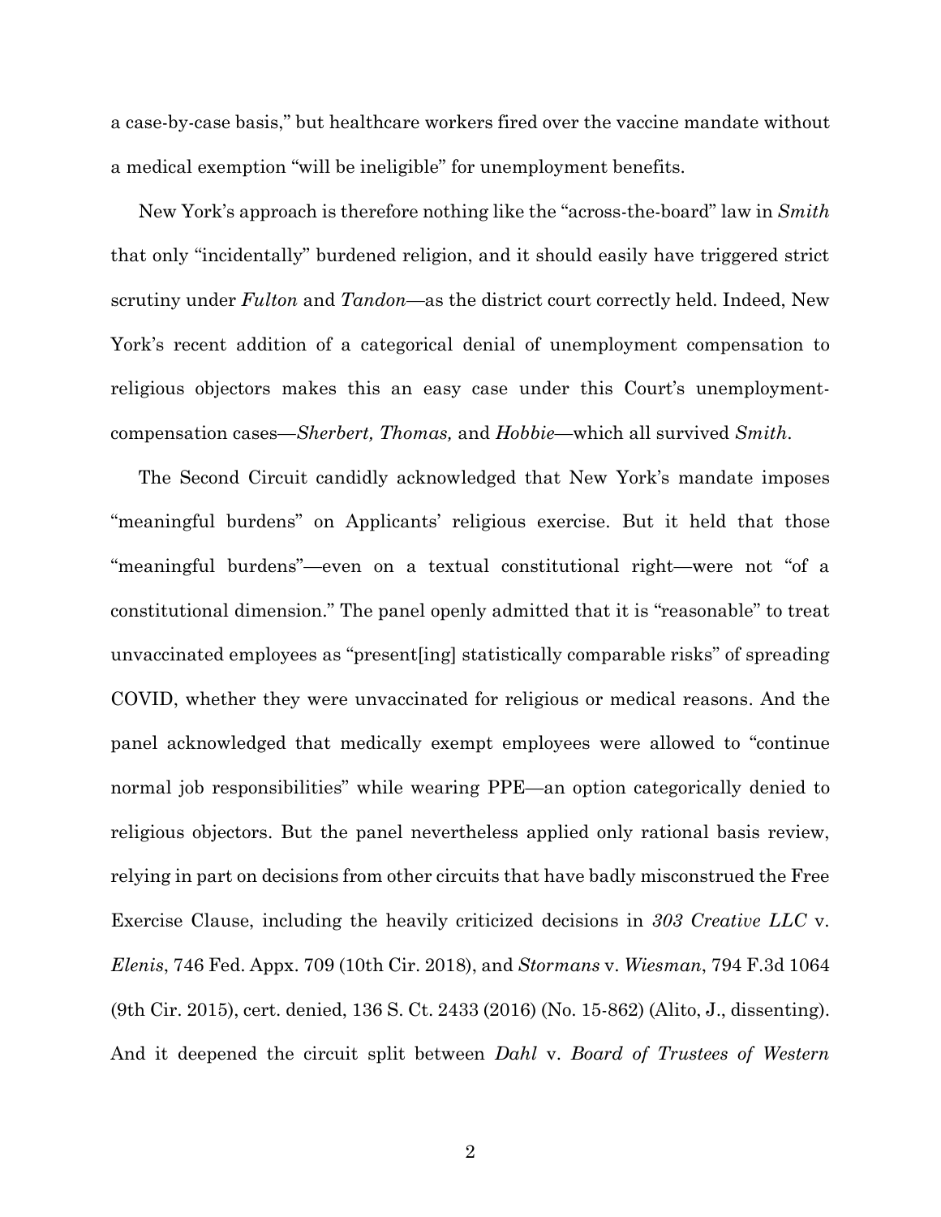a case-by-case basis," but healthcare workers fired over the vaccine mandate without a medical exemption "will be ineligible" for unemployment benefits.

New York's approach is therefore nothing like the "across-the-board" law in *Smith* that only "incidentally" burdened religion, and it should easily have triggered strict scrutiny under *Fulton* and *Tandon*—as the district court correctly held. Indeed, New York's recent addition of a categorical denial of unemployment compensation to religious objectors makes this an easy case under this Court's unemployment-compensation cases—*Sherbert, Thomas,* and *Hobbie*—which all survived *Smith*.

The Second Circuit candidly acknowledged that New York's mandate imposes "meaningful burdens" on Applicants' religious exercise. But it held that those "meaningful burdens"—even on a textual constitutional right—were not "of a constitutional dimension." The panel openly admitted that it is "reasonable" to treat unvaccinated employees as "present[ing] statistically comparable risks" of spreading COVID, whether they were unvaccinated for religious or medical reasons. And the panel acknowledged that medically exempt employees were allowed to "continue normal job responsibilities" while wearing PPE—an option categorically denied to religious objectors. But the panel nevertheless applied only rational basis review, relying in part on decisions from other circuits that have badly misconstrued the Free Exercise Clause, including the heavily criticized decisions in *303 Creative LLC* v. *Elenis*, 746 Fed. Appx. 709 (10th Cir. 2018), and *Stormans* v. *Wiesman*, 794 F.3d 1064 (9th Cir. 2015), cert. denied, 136 S. Ct. 2433 (2016) (No. 15-862) (Alito, J., dissenting). And it deepened the circuit split between *Dahl* v. *Board of Trustees of Western*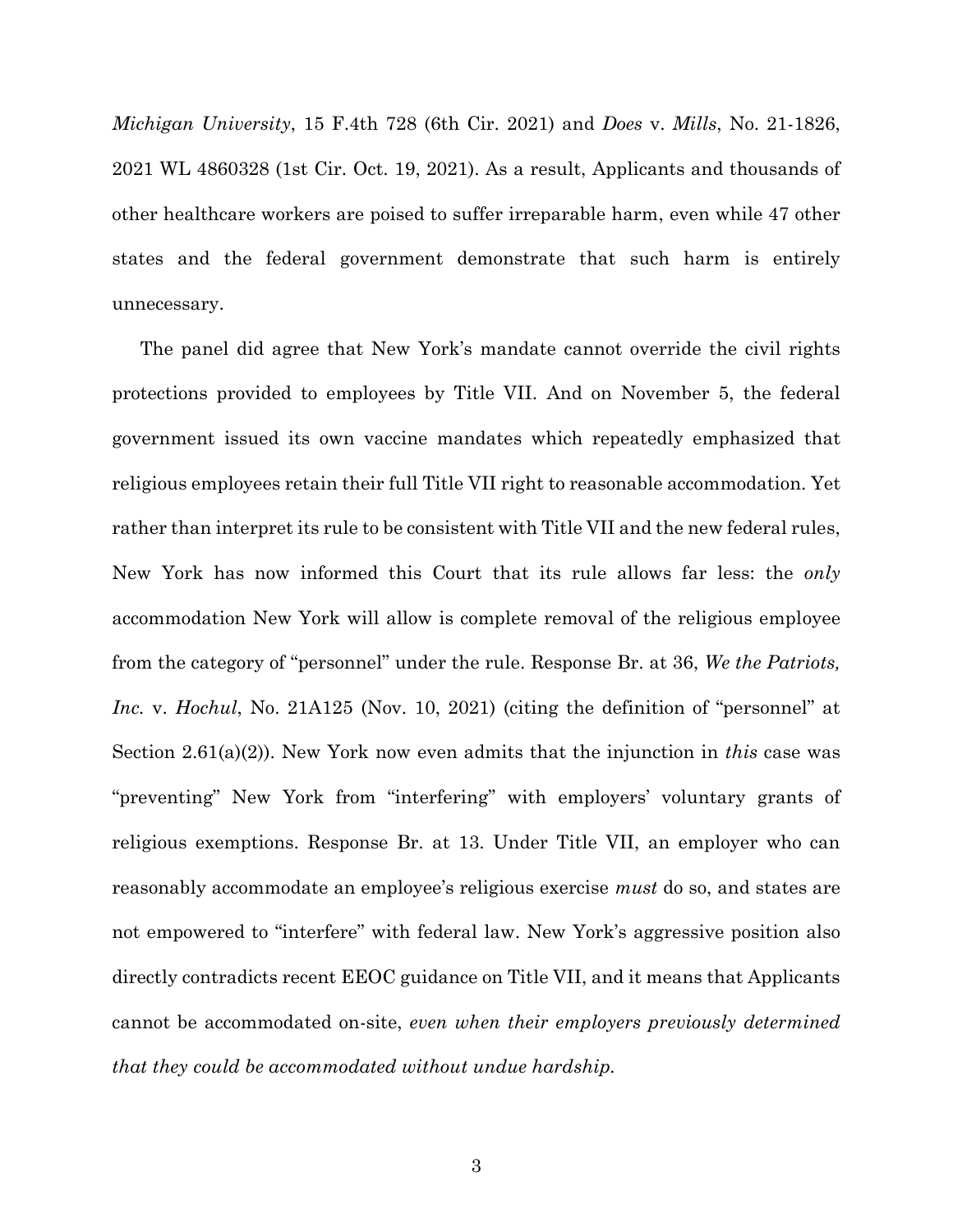*Michigan University*, 15 F.4th 728 (6th Cir. 2021) and *Does* v. *Mills*, No. 21-1826, 2021 WL 4860328 (1st Cir. Oct. 19, 2021). As a result, Applicants and thousands of other healthcare workers are poised to suffer irreparable harm, even while 47 other states and the federal government demonstrate that such harm is entirely unnecessary.

The panel did agree that New York's mandate cannot override the civil rights protections provided to employees by Title VII. And on November 5, the federal government issued its own vaccine mandates which repeatedly emphasized that religious employees retain their full Title VII right to reasonable accommodation. Yet rather than interpret its rule to be consistent with Title VII and the new federal rules, New York has now informed this Court that its rule allows far less: the *only* accommodation New York will allow is complete removal of the religious employee from the category of "personnel" under the rule. Response Br. at 36, *We the Patriots, Inc.* v. *Hochul*, No. 21A125 (Nov. 10, 2021) (citing the definition of "personnel" at Section 2.61(a)(2)). New York now even admits that the injunction in *this* case was "preventing" New York from "interfering" with employers' voluntary grants of religious exemptions. Response Br. at 13. Under Title VII, an employer who can reasonably accommodate an employee's religious exercise *must* do so, and states are not empowered to "interfere" with federal law. New York's aggressive position also directly contradicts recent EEOC guidance on Title VII, and it means that Applicants cannot be accommodated on-site, *even when their employers previously determined that they could be accommodated without undue hardship.*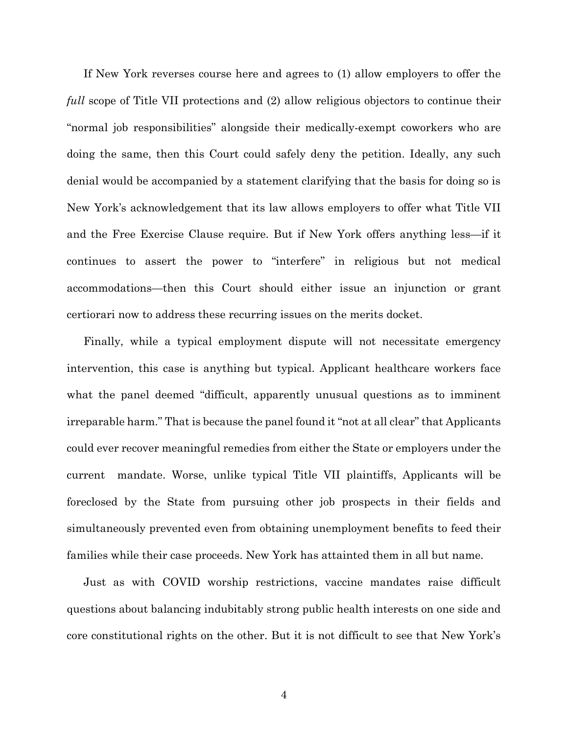If New York reverses course here and agrees to (1) allow employers to offer the *full* scope of Title VII protections and (2) allow religious objectors to continue their "normal job responsibilities" alongside their medically-exempt coworkers who are doing the same, then this Court could safely deny the petition. Ideally, any such denial would be accompanied by a statement clarifying that the basis for doing so is New York's acknowledgement that its law allows employers to offer what Title VII and the Free Exercise Clause require. But if New York offers anything less—if it continues to assert the power to "interfere" in religious but not medical accommodations—then this Court should either issue an injunction or grant certiorari now to address these recurring issues on the merits docket.

Finally, while a typical employment dispute will not necessitate emergency intervention, this case is anything but typical. Applicant healthcare workers face what the panel deemed "difficult, apparently unusual questions as to imminent irreparable harm." That is because the panel found it "not at all clear" that Applicants could ever recover meaningful remedies from either the State or employers under the current mandate. Worse, unlike typical Title VII plaintiffs, Applicants will be foreclosed by the State from pursuing other job prospects in their fields and simultaneously prevented even from obtaining unemployment benefits to feed their families while their case proceeds. New York has attainted them in all but name.

Just as with COVID worship restrictions, vaccine mandates raise difficult questions about balancing indubitably strong public health interests on one side and core constitutional rights on the other. But it is not difficult to see that New York's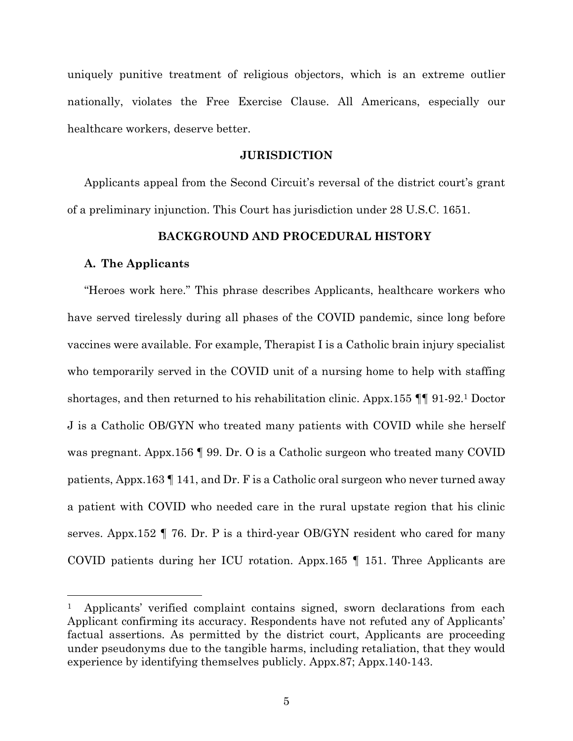uniquely punitive treatment of religious objectors, which is an extreme outlier nationally, violates the Free Exercise Clause. All Americans, especially our healthcare workers, deserve better.

## JURISDICTION

Applicants appeal from the Second Circuit's reversal of the district court's grant of a preliminary injunction. This Court has jurisdiction under 28 U.S.C. 1651.

## BACKGROUND AND PROCEDURAL HISTORY

### A. The Applicants

"Heroes work here." This phrase describes Applicants, healthcare workers who have served tirelessly during all phases of the COVID pandemic, since long before vaccines were available. For example, Therapist I is a Catholic brain injury specialist who temporarily served in the COVID unit of a nursing home to help with staffing shortages, and then returned to his rehabilitation clinic. Appx.155 ¶¶ 91-92.[1] Doctor J is a Catholic OB/GYN who treated many patients with COVID while she herself was pregnant. Appx.156 ¶ 99. Dr. O is a Catholic surgeon who treated many COVID patients, Appx.163 ¶ 141, and Dr. F is a Catholic oral surgeon who never turned away a patient with COVID who needed care in the rural upstate region that his clinic serves. Appx.152 ¶ 76. Dr. P is a third-year OB/GYN resident who cared for many COVID patients during her ICU rotation. Appx.165 ¶ 151. Three Applicants are

[1] Applicants' verified complaint contains signed, sworn declarations from each Applicant confirming its accuracy. Respondents have not refuted any of Applicants' factual assertions. As permitted by the district court, Applicants are proceeding under pseudonyms due to the tangible harms, including retaliation, that they would experience by identifying themselves publicly. Appx.87; Appx.140-143.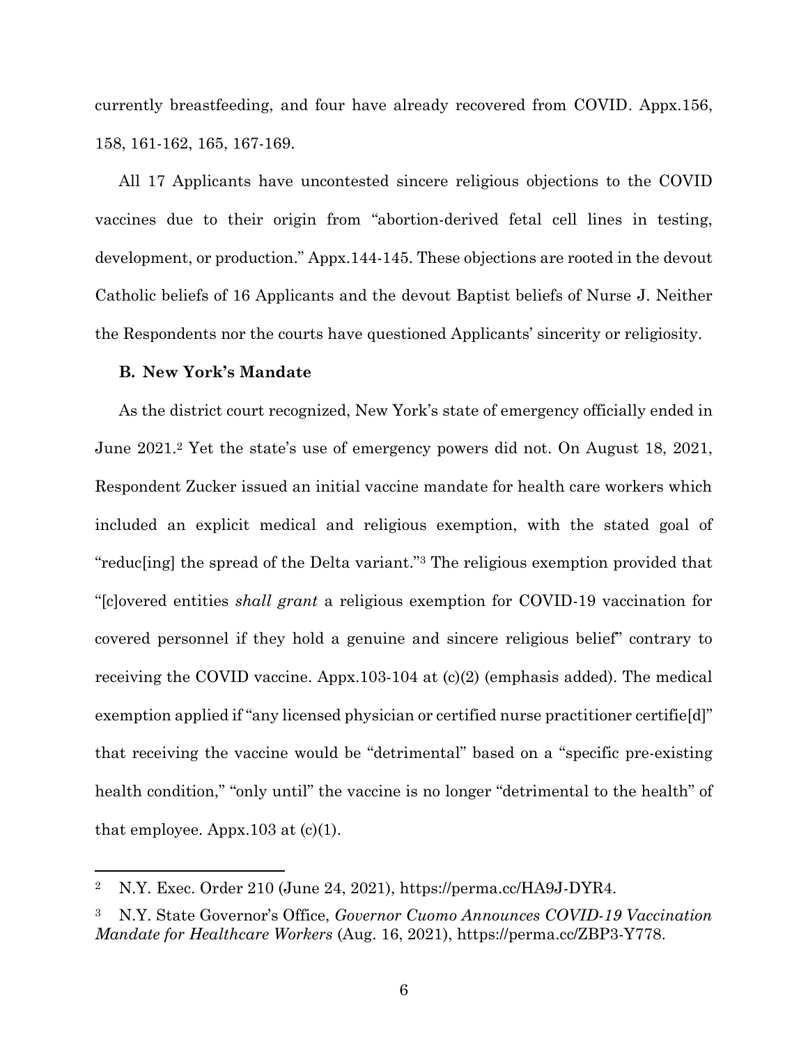currently breastfeeding, and four have already recovered from COVID. Appx.156, 158, 161-162, 165, 167-169.

All 17 Applicants have uncontested sincere religious objections to the COVID vaccines due to their origin from "abortion-derived fetal cell lines in testing, development, or production." Appx.144-145. These objections are rooted in the devout Catholic beliefs of 16 Applicants and the devout Baptist beliefs of Nurse J. Neither the Respondents nor the courts have questioned Applicants' sincerity or religiosity.

**B. New York's Mandate**

As the district court recognized, New York's state of emergency officially ended in June 2021.[2] Yet the state's use of emergency powers did not. On August 18, 2021, Respondent Zucker issued an initial vaccine mandate for health care workers which included an explicit medical and religious exemption, with the stated goal of "reduc[ing] the spread of the Delta variant."[3] The religious exemption provided that "[c]overed entities *shall grant* a religious exemption for COVID-19 vaccination for covered personnel if they hold a genuine and sincere religious belief" contrary to receiving the COVID vaccine. Appx.103-104 at (c)(2) (emphasis added). The medical exemption applied if "any licensed physician or certified nurse practitioner certifie[d]" that receiving the vaccine would be "detrimental" based on a "specific pre-existing health condition," "only until" the vaccine is no longer "detrimental to the health" of that employee. Appx.103 at (c)(1).

[2] N.Y. Exec. Order 210 (June 24, 2021), https://perma.cc/HA9J-DYR4.

[3] N.Y. State Governor's Office, *Governor Cuomo Announces COVID-19 Vaccination Mandate for Healthcare Workers* (Aug. 16, 2021), https://perma.cc/ZBP3-Y778.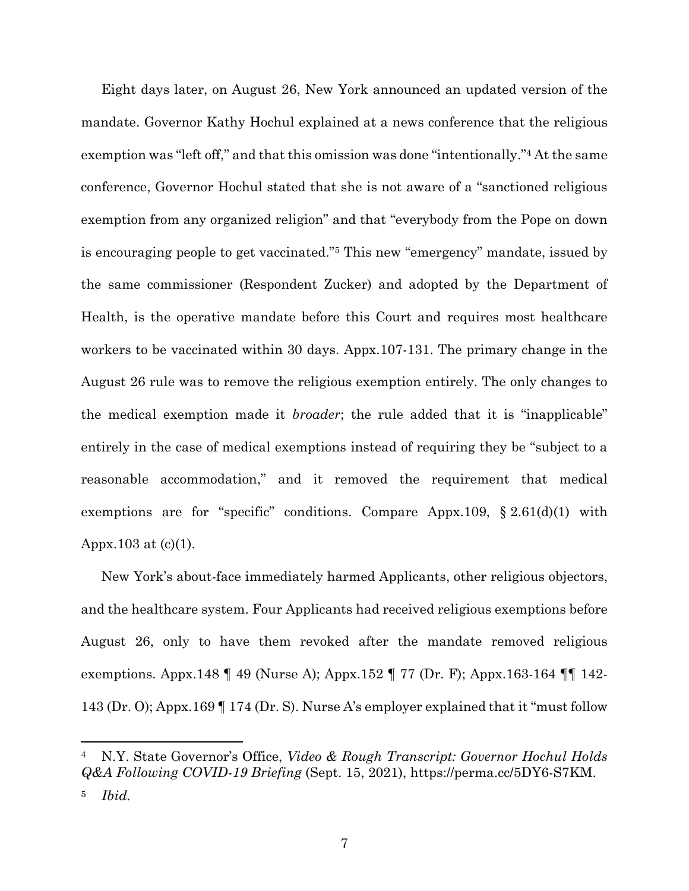Eight days later, on August 26, New York announced an updated version of the mandate. Governor Kathy Hochul explained at a news conference that the religious exemption was "left off," and that this omission was done "intentionally."[4] At the same conference, Governor Hochul stated that she is not aware of a "sanctioned religious exemption from any organized religion" and that "everybody from the Pope on down is encouraging people to get vaccinated."[5] This new "emergency" mandate, issued by the same commissioner (Respondent Zucker) and adopted by the Department of Health, is the operative mandate before this Court and requires most healthcare workers to be vaccinated within 30 days. Appx.107-131. The primary change in the August 26 rule was to remove the religious exemption entirely. The only changes to the medical exemption made it *broader*; the rule added that it is "inapplicable" entirely in the case of medical exemptions instead of requiring they be "subject to a reasonable accommodation," and it removed the requirement that medical exemptions are for "specific" conditions. Compare Appx.109, § 2.61(d)(1) with Appx.103 at (c)(1).

New York's about-face immediately harmed Applicants, other religious objectors, and the healthcare system. Four Applicants had received religious exemptions before August 26, only to have them revoked after the mandate removed religious exemptions. Appx.148 ¶ 49 (Nurse A); Appx.152 ¶ 77 (Dr. F); Appx.163-164 ¶¶ 142-143 (Dr. O); Appx.169 ¶ 174 (Dr. S). Nurse A's employer explained that it "must follow

---

[4] N.Y. State Governor's Office, *Video & Rough Transcript: Governor Hochul Holds Q&A Following COVID-19 Briefing* (Sept. 15, 2021), https://perma.cc/5DY6-S7KM.

[5] *Ibid.*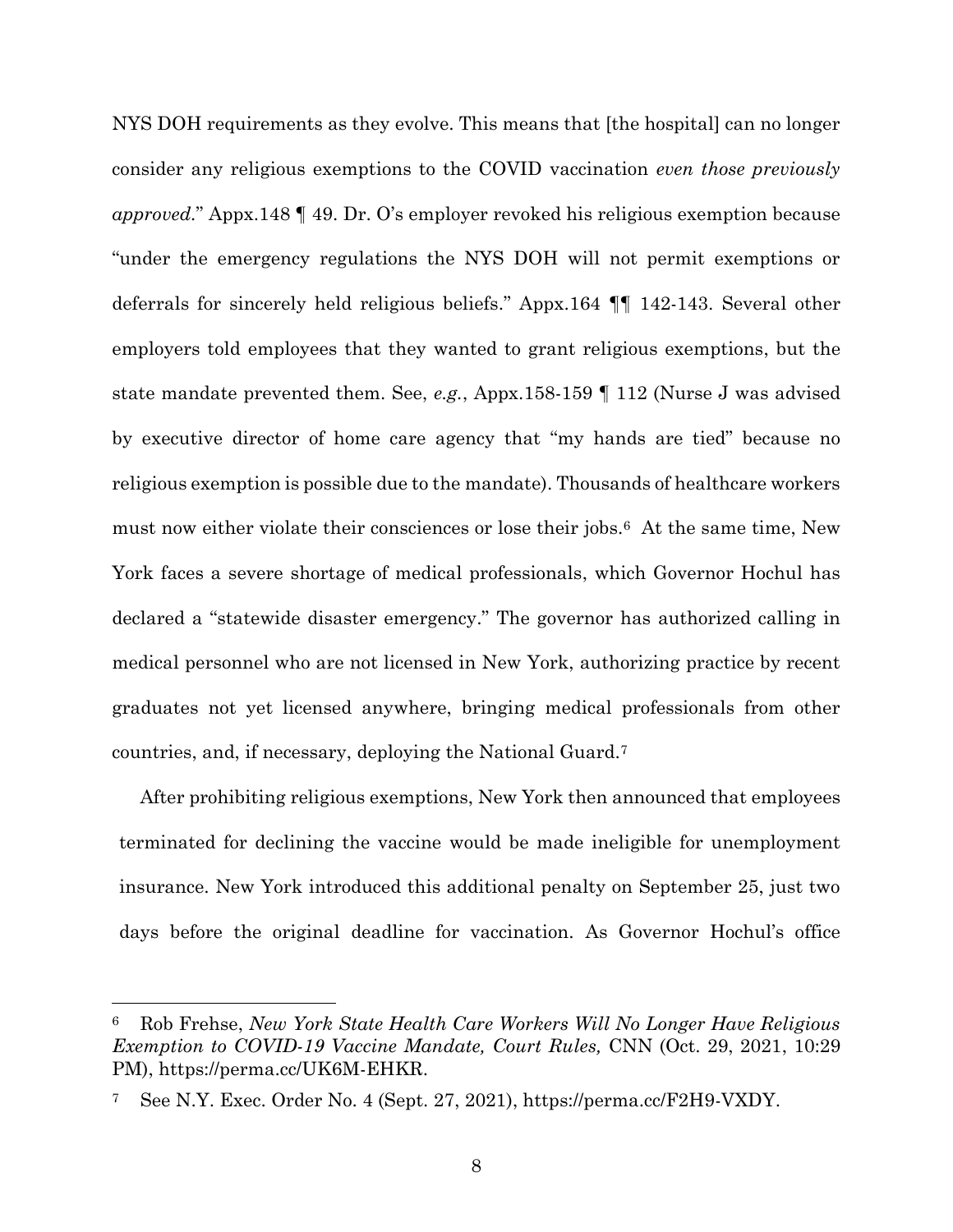NYS DOH requirements as they evolve. This means that [the hospital] can no longer consider any religious exemptions to the COVID vaccination *even those previously approved*." Appx.148 ¶ 49. Dr. O's employer revoked his religious exemption because "under the emergency regulations the NYS DOH will not permit exemptions or deferrals for sincerely held religious beliefs." Appx.164 ¶¶ 142-143. Several other employers told employees that they wanted to grant religious exemptions, but the state mandate prevented them. See, *e.g.*, Appx.158-159 ¶ 112 (Nurse J was advised by executive director of home care agency that "my hands are tied" because no religious exemption is possible due to the mandate). Thousands of healthcare workers must now either violate their consciences or lose their jobs.[6] At the same time, New York faces a severe shortage of medical professionals, which Governor Hochul has declared a "statewide disaster emergency." The governor has authorized calling in medical personnel who are not licensed in New York, authorizing practice by recent graduates not yet licensed anywhere, bringing medical professionals from other countries, and, if necessary, deploying the National Guard.[7]

After prohibiting religious exemptions, New York then announced that employees terminated for declining the vaccine would be made ineligible for unemployment insurance. New York introduced this additional penalty on September 25, just two days before the original deadline for vaccination. As Governor Hochul's office

---

[6] Rob Frehse, *New York State Health Care Workers Will No Longer Have Religious Exemption to COVID-19 Vaccine Mandate, Court Rules,* CNN (Oct. 29, 2021, 10:29 PM), https://perma.cc/UK6M-EHKR.

[7] See N.Y. Exec. Order No. 4 (Sept. 27, 2021), https://perma.cc/F2H9-VXDY.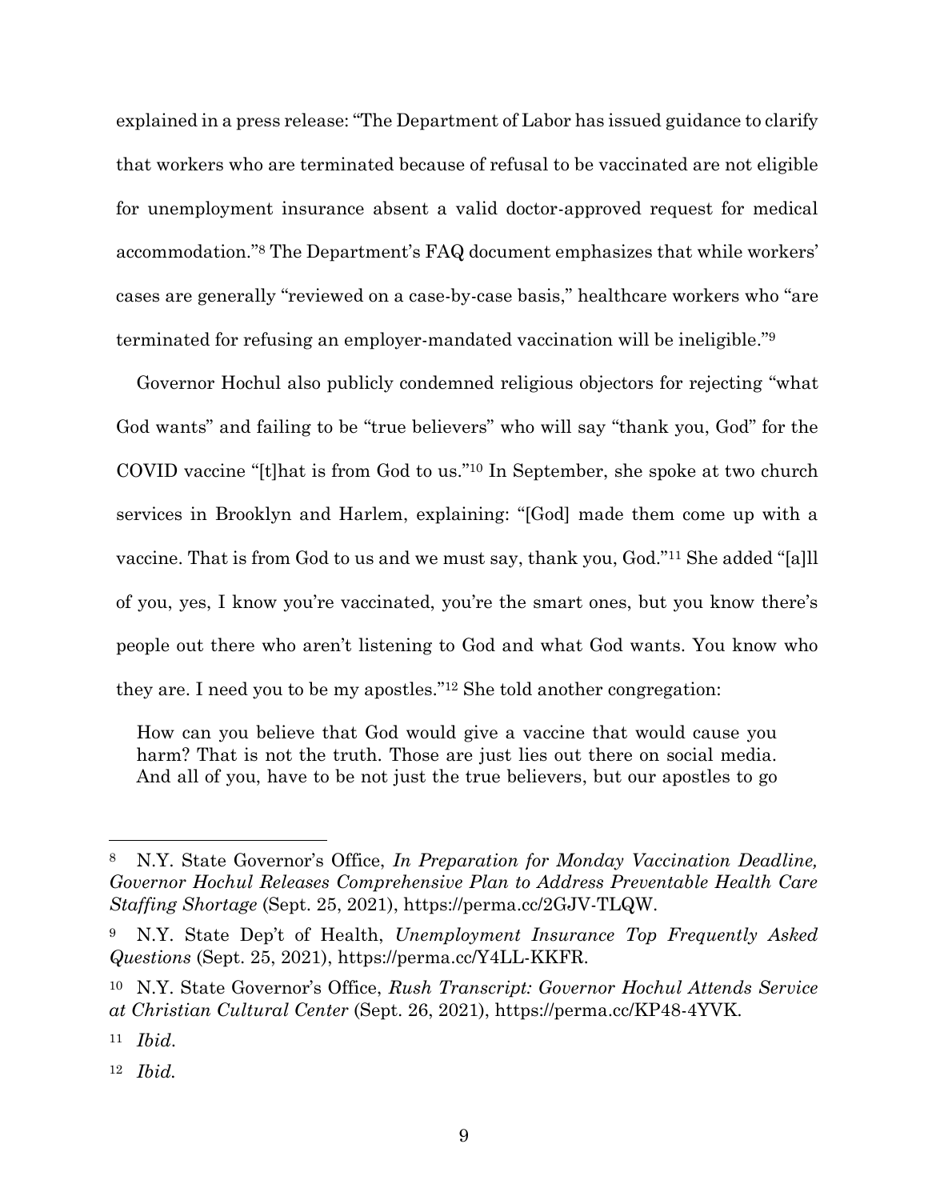explained in a press release: "The Department of Labor has issued guidance to clarify that workers who are terminated because of refusal to be vaccinated are not eligible for unemployment insurance absent a valid doctor-approved request for medical accommodation."[8] The Department's FAQ document emphasizes that while workers' cases are generally "reviewed on a case-by-case basis," healthcare workers who "are terminated for refusing an employer-mandated vaccination will be ineligible."[9]

Governor Hochul also publicly condemned religious objectors for rejecting "what God wants" and failing to be "true believers" who will say "thank you, God" for the COVID vaccine "[t]hat is from God to us."[10] In September, she spoke at two church services in Brooklyn and Harlem, explaining: "[God] made them come up with a vaccine. That is from God to us and we must say, thank you, God."[11] She added "[a]ll of you, yes, I know you're vaccinated, you're the smart ones, but you know there's people out there who aren't listening to God and what God wants. You know who they are. I need you to be my apostles."[12] She told another congregation:

> How can you believe that God would give a vaccine that would cause you harm? That is not the truth. Those are just lies out there on social media. And all of you, have to be not just the true believers, but our apostles to go

---

[8] N.Y. State Governor's Office, *In Preparation for Monday Vaccination Deadline, Governor Hochul Releases Comprehensive Plan to Address Preventable Health Care Staffing Shortage* (Sept. 25, 2021), https://perma.cc/2GJV-TLQW.

[9] N.Y. State Dep't of Health, *Unemployment Insurance Top Frequently Asked Questions* (Sept. 25, 2021), https://perma.cc/Y4LL-KKFR.

[10] N.Y. State Governor's Office, *Rush Transcript: Governor Hochul Attends Service at Christian Cultural Center* (Sept. 26, 2021), https://perma.cc/KP48-4YVK.

[11] *Ibid.*

[12] *Ibid.*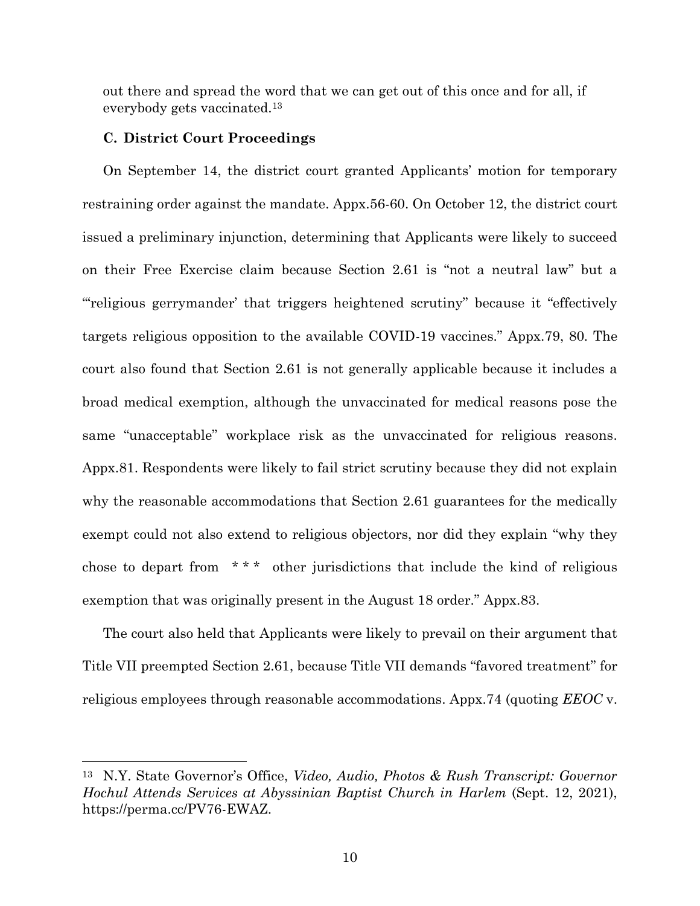out there and spread the word that we can get out of this once and for all, if everybody gets vaccinated.[13]

### C. District Court Proceedings

On September 14, the district court granted Applicants' motion for temporary restraining order against the mandate. Appx.56-60. On October 12, the district court issued a preliminary injunction, determining that Applicants were likely to succeed on their Free Exercise claim because Section 2.61 is "not a neutral law" but a "'religious gerrymander' that triggers heightened scrutiny" because it "effectively targets religious opposition to the available COVID-19 vaccines." Appx.79, 80. The court also found that Section 2.61 is not generally applicable because it includes a broad medical exemption, although the unvaccinated for medical reasons pose the same "unacceptable" workplace risk as the unvaccinated for religious reasons. Appx.81. Respondents were likely to fail strict scrutiny because they did not explain why the reasonable accommodations that Section 2.61 guarantees for the medically exempt could not also extend to religious objectors, nor did they explain "why they chose to depart from * * * other jurisdictions that include the kind of religious exemption that was originally present in the August 18 order." Appx.83.

The court also held that Applicants were likely to prevail on their argument that Title VII preempted Section 2.61, because Title VII demands "favored treatment" for religious employees through reasonable accommodations. Appx.74 (quoting *EEOC* v.

---

[13] N.Y. State Governor's Office, *Video, Audio, Photos & Rush Transcript: Governor Hochul Attends Services at Abyssinian Baptist Church in Harlem* (Sept. 12, 2021), https://perma.cc/PV76-EWAZ.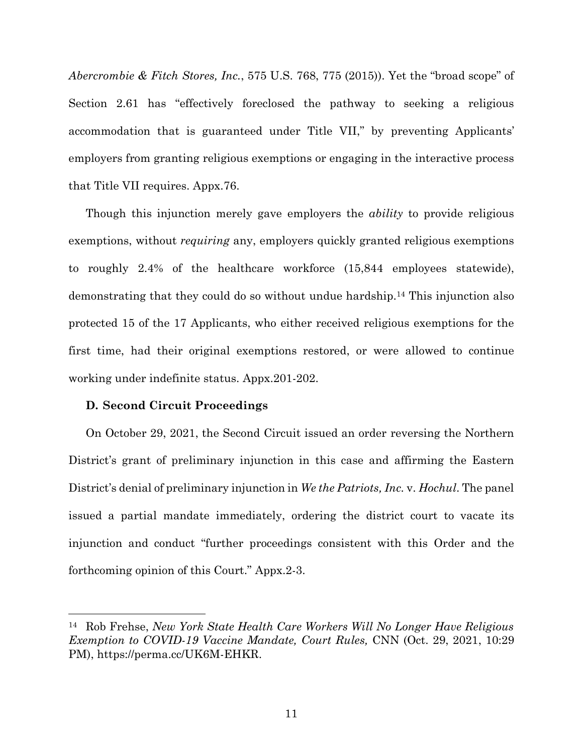*Abercrombie & Fitch Stores, Inc.*, 575 U.S. 768, 775 (2015)). Yet the "broad scope" of Section 2.61 has "effectively foreclosed the pathway to seeking a religious accommodation that is guaranteed under Title VII," by preventing Applicants' employers from granting religious exemptions or engaging in the interactive process that Title VII requires. Appx.76.

Though this injunction merely gave employers the *ability* to provide religious exemptions, without *requiring* any, employers quickly granted religious exemptions to roughly 2.4% of the healthcare workforce (15,844 employees statewide), demonstrating that they could do so without undue hardship.[14] This injunction also protected 15 of the 17 Applicants, who either received religious exemptions for the first time, had their original exemptions restored, or were allowed to continue working under indefinite status. Appx.201-202.

**D. Second Circuit Proceedings**

On October 29, 2021, the Second Circuit issued an order reversing the Northern District's grant of preliminary injunction in this case and affirming the Eastern District's denial of preliminary injunction in *We the Patriots, Inc.* v. *Hochul*. The panel issued a partial mandate immediately, ordering the district court to vacate its injunction and conduct "further proceedings consistent with this Order and the forthcoming opinion of this Court." Appx.2-3.

---

[14] Rob Frehse, *New York State Health Care Workers Will No Longer Have Religious Exemption to COVID-19 Vaccine Mandate, Court Rules,* CNN (Oct. 29, 2021, 10:29 PM), https://perma.cc/UK6M-EHKR.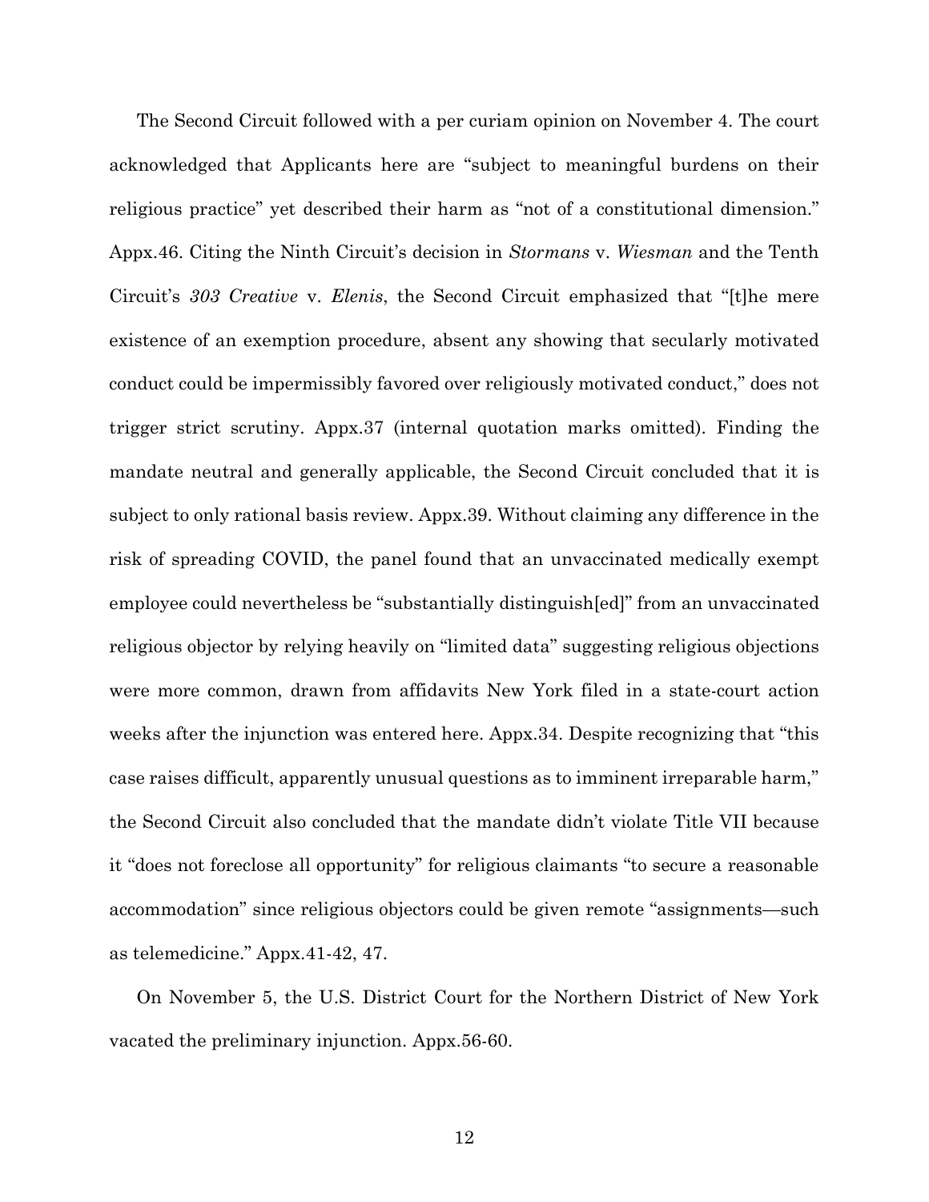The Second Circuit followed with a per curiam opinion on November 4. The court acknowledged that Applicants here are "subject to meaningful burdens on their religious practice" yet described their harm as "not of a constitutional dimension." Appx.46. Citing the Ninth Circuit's decision in *Stormans* v. *Wiesman* and the Tenth Circuit's *303 Creative* v. *Elenis*, the Second Circuit emphasized that "[t]he mere existence of an exemption procedure, absent any showing that secularly motivated conduct could be impermissibly favored over religiously motivated conduct," does not trigger strict scrutiny. Appx.37 (internal quotation marks omitted). Finding the mandate neutral and generally applicable, the Second Circuit concluded that it is subject to only rational basis review. Appx.39. Without claiming any difference in the risk of spreading COVID, the panel found that an unvaccinated medically exempt employee could nevertheless be "substantially distinguish[ed]" from an unvaccinated religious objector by relying heavily on "limited data" suggesting religious objections were more common, drawn from affidavits New York filed in a state-court action weeks after the injunction was entered here. Appx.34. Despite recognizing that "this case raises difficult, apparently unusual questions as to imminent irreparable harm," the Second Circuit also concluded that the mandate didn't violate Title VII because it "does not foreclose all opportunity" for religious claimants "to secure a reasonable accommodation" since religious objectors could be given remote "assignments—such as telemedicine." Appx.41-42, 47.

On November 5, the U.S. District Court for the Northern District of New York vacated the preliminary injunction. Appx.56-60.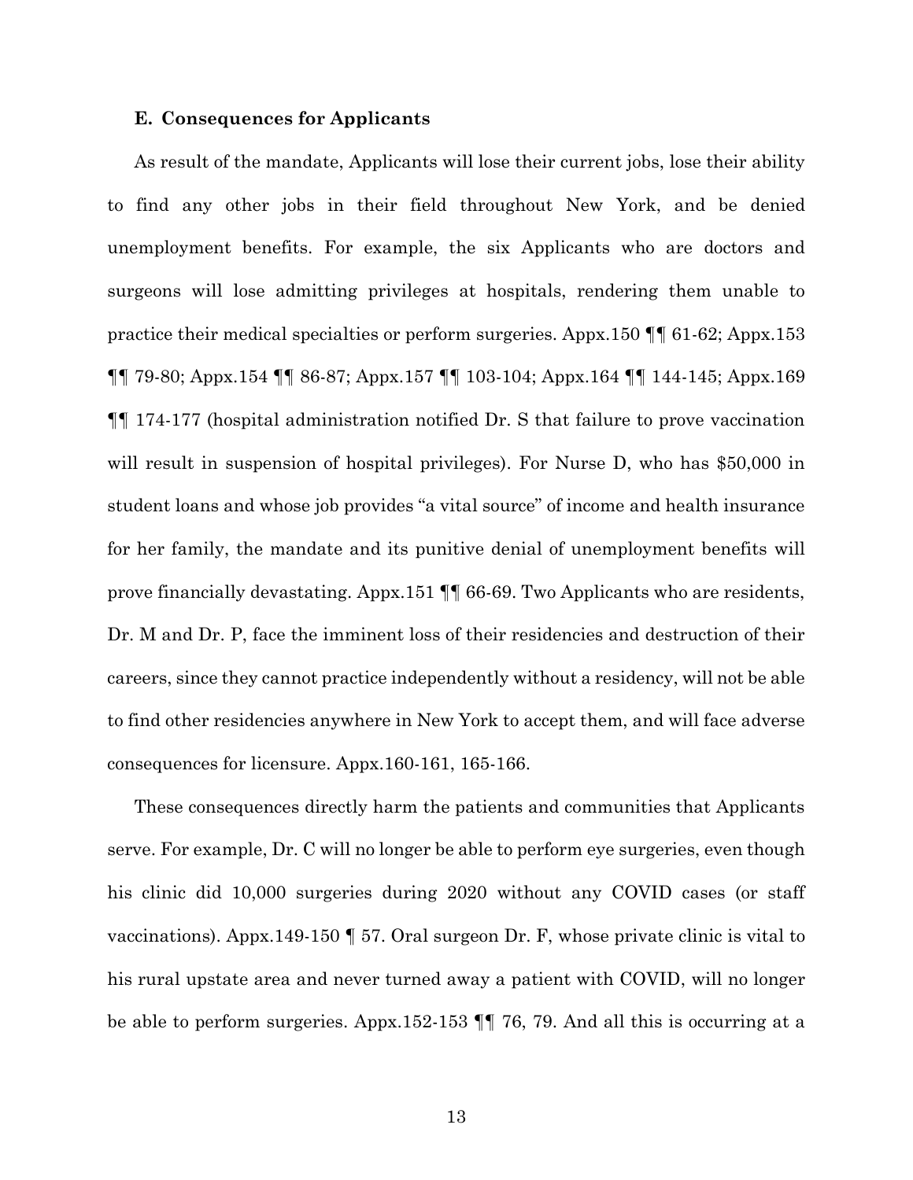### E. Consequences for Applicants

As result of the mandate, Applicants will lose their current jobs, lose their ability to find any other jobs in their field throughout New York, and be denied unemployment benefits. For example, the six Applicants who are doctors and surgeons will lose admitting privileges at hospitals, rendering them unable to practice their medical specialties or perform surgeries. Appx.150 ¶¶ 61-62; Appx.153 ¶¶ 79-80; Appx.154 ¶¶ 86-87; Appx.157 ¶¶ 103-104; Appx.164 ¶¶ 144-145; Appx.169 ¶¶ 174-177 (hospital administration notified Dr. S that failure to prove vaccination will result in suspension of hospital privileges). For Nurse D, who has $50,000 in student loans and whose job provides "a vital source" of income and health insurance for her family, the mandate and its punitive denial of unemployment benefits will prove financially devastating. Appx.151 ¶¶ 66-69. Two Applicants who are residents, Dr. M and Dr. P, face the imminent loss of their residencies and destruction of their careers, since they cannot practice independently without a residency, will not be able to find other residencies anywhere in New York to accept them, and will face adverse consequences for licensure. Appx.160-161, 165-166.

These consequences directly harm the patients and communities that Applicants serve. For example, Dr. C will no longer be able to perform eye surgeries, even though his clinic did 10,000 surgeries during 2020 without any COVID cases (or staff vaccinations). Appx.149-150 ¶ 57. Oral surgeon Dr. F, whose private clinic is vital to his rural upstate area and never turned away a patient with COVID, will no longer be able to perform surgeries. Appx.152-153 ¶¶ 76, 79. And all this is occurring at a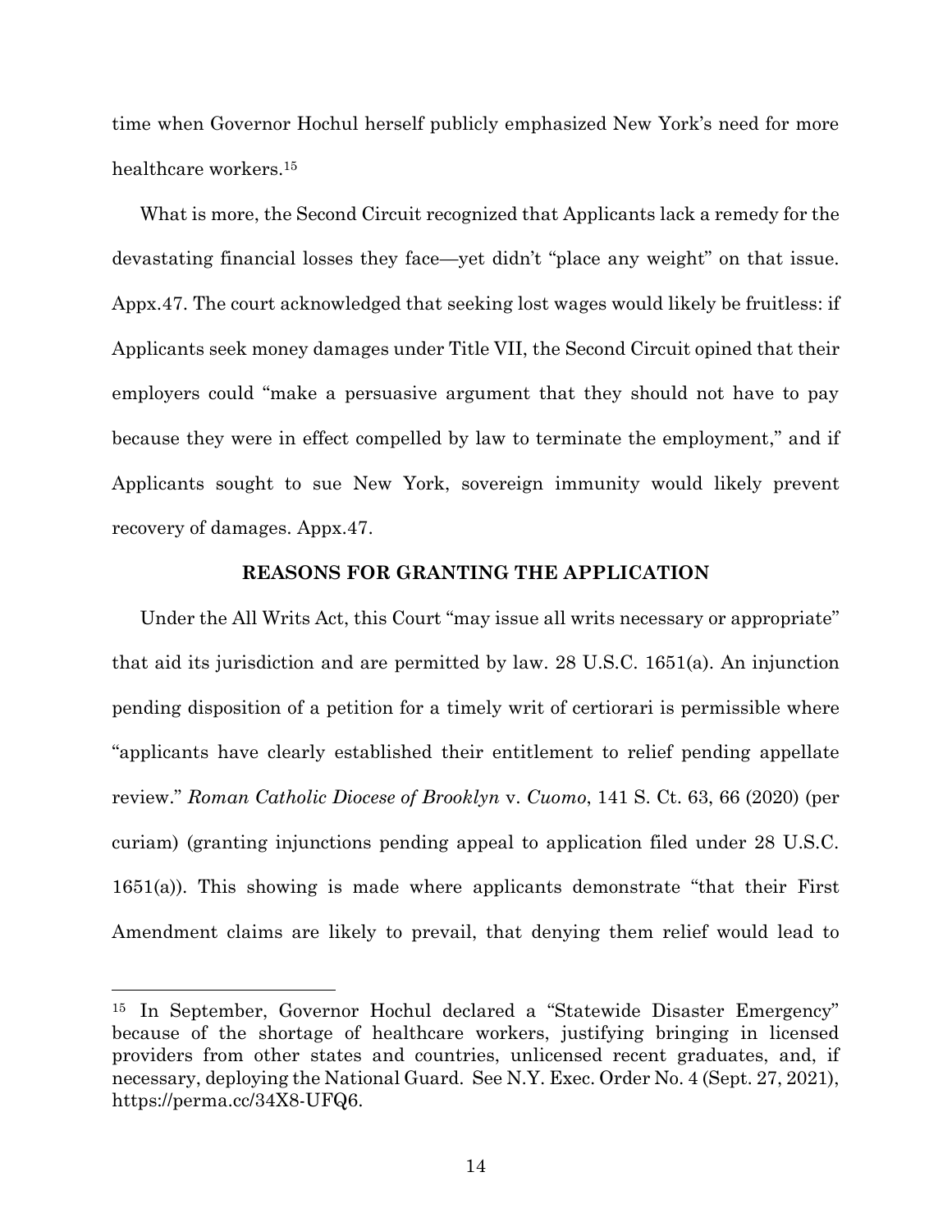time when Governor Hochul herself publicly emphasized New York's need for more healthcare workers.[15]

What is more, the Second Circuit recognized that Applicants lack a remedy for the devastating financial losses they face—yet didn't "place any weight" on that issue. Appx.47. The court acknowledged that seeking lost wages would likely be fruitless: if Applicants seek money damages under Title VII, the Second Circuit opined that their employers could "make a persuasive argument that they should not have to pay because they were in effect compelled by law to terminate the employment," and if Applicants sought to sue New York, sovereign immunity would likely prevent recovery of damages. Appx.47.

## REASONS FOR GRANTING THE APPLICATION

Under the All Writs Act, this Court "may issue all writs necessary or appropriate" that aid its jurisdiction and are permitted by law. 28 U.S.C. 1651(a). An injunction pending disposition of a petition for a timely writ of certiorari is permissible where "applicants have clearly established their entitlement to relief pending appellate review." *Roman Catholic Diocese of Brooklyn* v. *Cuomo*, 141 S. Ct. 63, 66 (2020) (per curiam) (granting injunctions pending appeal to application filed under 28 U.S.C. 1651(a)). This showing is made where applicants demonstrate "that their First Amendment claims are likely to prevail, that denying them relief would lead to

---

[15] In September, Governor Hochul declared a "Statewide Disaster Emergency" because of the shortage of healthcare workers, justifying bringing in licensed providers from other states and countries, unlicensed recent graduates, and, if necessary, deploying the National Guard. See N.Y. Exec. Order No. 4 (Sept. 27, 2021), https://perma.cc/34X8-UFQ6.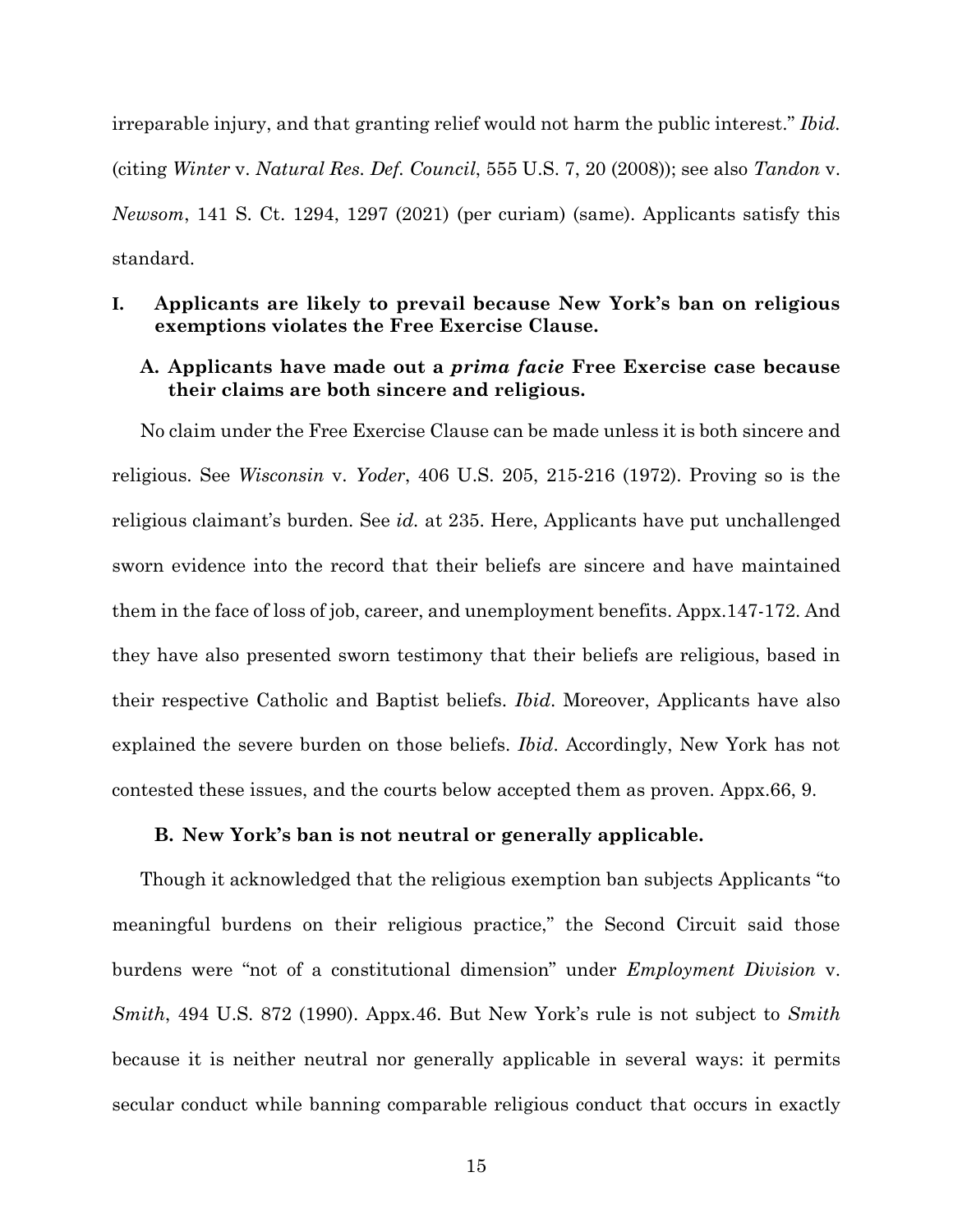irreparable injury, and that granting relief would not harm the public interest." *Ibid.* (citing *Winter* v. *Natural Res. Def. Council*, 555 U.S. 7, 20 (2008)); see also *Tandon* v. *Newsom*, 141 S. Ct. 1294, 1297 (2021) (per curiam) (same). Applicants satisfy this standard.

## I. Applicants are likely to prevail because New York's ban on religious exemptions violates the Free Exercise Clause.

### A. Applicants have made out a *prima facie* Free Exercise case because their claims are both sincere and religious.

No claim under the Free Exercise Clause can be made unless it is both sincere and religious. See *Wisconsin* v. *Yoder*, 406 U.S. 205, 215-216 (1972). Proving so is the religious claimant's burden. See *id.* at 235. Here, Applicants have put unchallenged sworn evidence into the record that their beliefs are sincere and have maintained them in the face of loss of job, career, and unemployment benefits. Appx.147-172. And they have also presented sworn testimony that their beliefs are religious, based in their respective Catholic and Baptist beliefs. *Ibid*. Moreover, Applicants have also explained the severe burden on those beliefs. *Ibid*. Accordingly, New York has not contested these issues, and the courts below accepted them as proven. Appx.66, 9.

### B. New York's ban is not neutral or generally applicable.

Though it acknowledged that the religious exemption ban subjects Applicants "to meaningful burdens on their religious practice," the Second Circuit said those burdens were "not of a constitutional dimension" under *Employment Division* v. *Smith*, 494 U.S. 872 (1990). Appx.46. But New York's rule is not subject to *Smith* because it is neither neutral nor generally applicable in several ways: it permits secular conduct while banning comparable religious conduct that occurs in exactly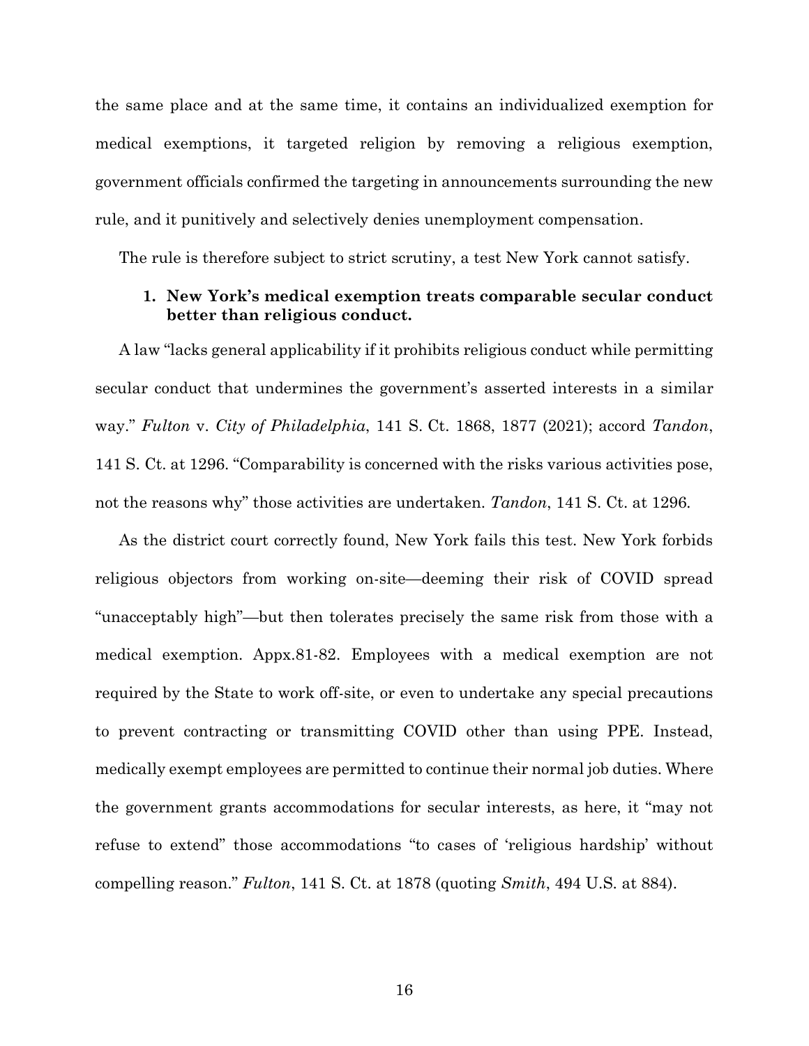the same place and at the same time, it contains an individualized exemption for medical exemptions, it targeted religion by removing a religious exemption, government officials confirmed the targeting in announcements surrounding the new rule, and it punitively and selectively denies unemployment compensation.

The rule is therefore subject to strict scrutiny, a test New York cannot satisfy.

### 1. New York's medical exemption treats comparable secular conduct better than religious conduct.

A law "lacks general applicability if it prohibits religious conduct while permitting secular conduct that undermines the government's asserted interests in a similar way." *Fulton* v. *City of Philadelphia*, 141 S. Ct. 1868, 1877 (2021); accord *Tandon*, 141 S. Ct. at 1296. "Comparability is concerned with the risks various activities pose, not the reasons why" those activities are undertaken. *Tandon*, 141 S. Ct. at 1296.

As the district court correctly found, New York fails this test. New York forbids religious objectors from working on-site—deeming their risk of COVID spread "unacceptably high"—but then tolerates precisely the same risk from those with a medical exemption. Appx.81-82. Employees with a medical exemption are not required by the State to work off-site, or even to undertake any special precautions to prevent contracting or transmitting COVID other than using PPE. Instead, medically exempt employees are permitted to continue their normal job duties. Where the government grants accommodations for secular interests, as here, it "may not refuse to extend" those accommodations "to cases of 'religious hardship' without compelling reason." *Fulton*, 141 S. Ct. at 1878 (quoting *Smith*, 494 U.S. at 884).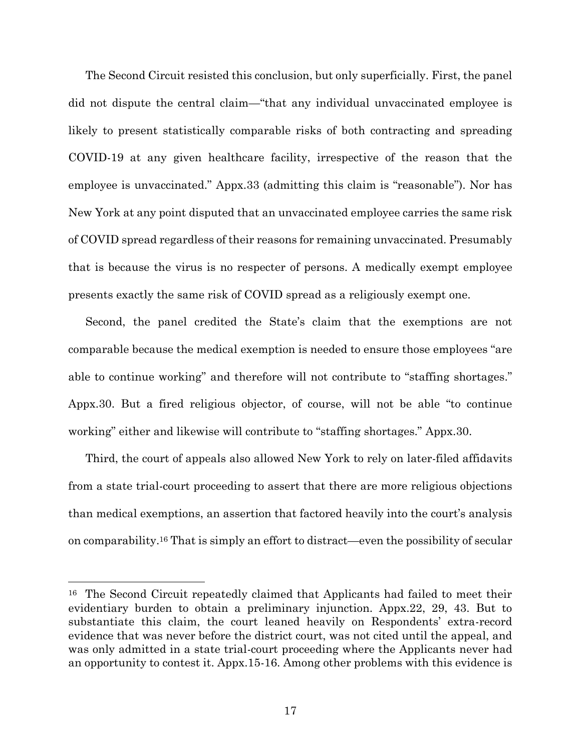The Second Circuit resisted this conclusion, but only superficially. First, the panel did not dispute the central claim—"that any individual unvaccinated employee is likely to present statistically comparable risks of both contracting and spreading COVID-19 at any given healthcare facility, irrespective of the reason that the employee is unvaccinated." Appx.33 (admitting this claim is "reasonable"). Nor has New York at any point disputed that an unvaccinated employee carries the same risk of COVID spread regardless of their reasons for remaining unvaccinated. Presumably that is because the virus is no respecter of persons. A medically exempt employee presents exactly the same risk of COVID spread as a religiously exempt one.

Second, the panel credited the State's claim that the exemptions are not comparable because the medical exemption is needed to ensure those employees "are able to continue working" and therefore will not contribute to "staffing shortages." Appx.30. But a fired religious objector, of course, will not be able "to continue working" either and likewise will contribute to "staffing shortages." Appx.30.

Third, the court of appeals also allowed New York to rely on later-filed affidavits from a state trial-court proceeding to assert that there are more religious objections than medical exemptions, an assertion that factored heavily into the court's analysis on comparability.[16] That is simply an effort to distract—even the possibility of secular

---

[16] The Second Circuit repeatedly claimed that Applicants had failed to meet their evidentiary burden to obtain a preliminary injunction. Appx.22, 29, 43. But to substantiate this claim, the court leaned heavily on Respondents' extra-record evidence that was never before the district court, was not cited until the appeal, and was only admitted in a state trial-court proceeding where the Applicants never had an opportunity to contest it. Appx.15-16. Among other problems with this evidence is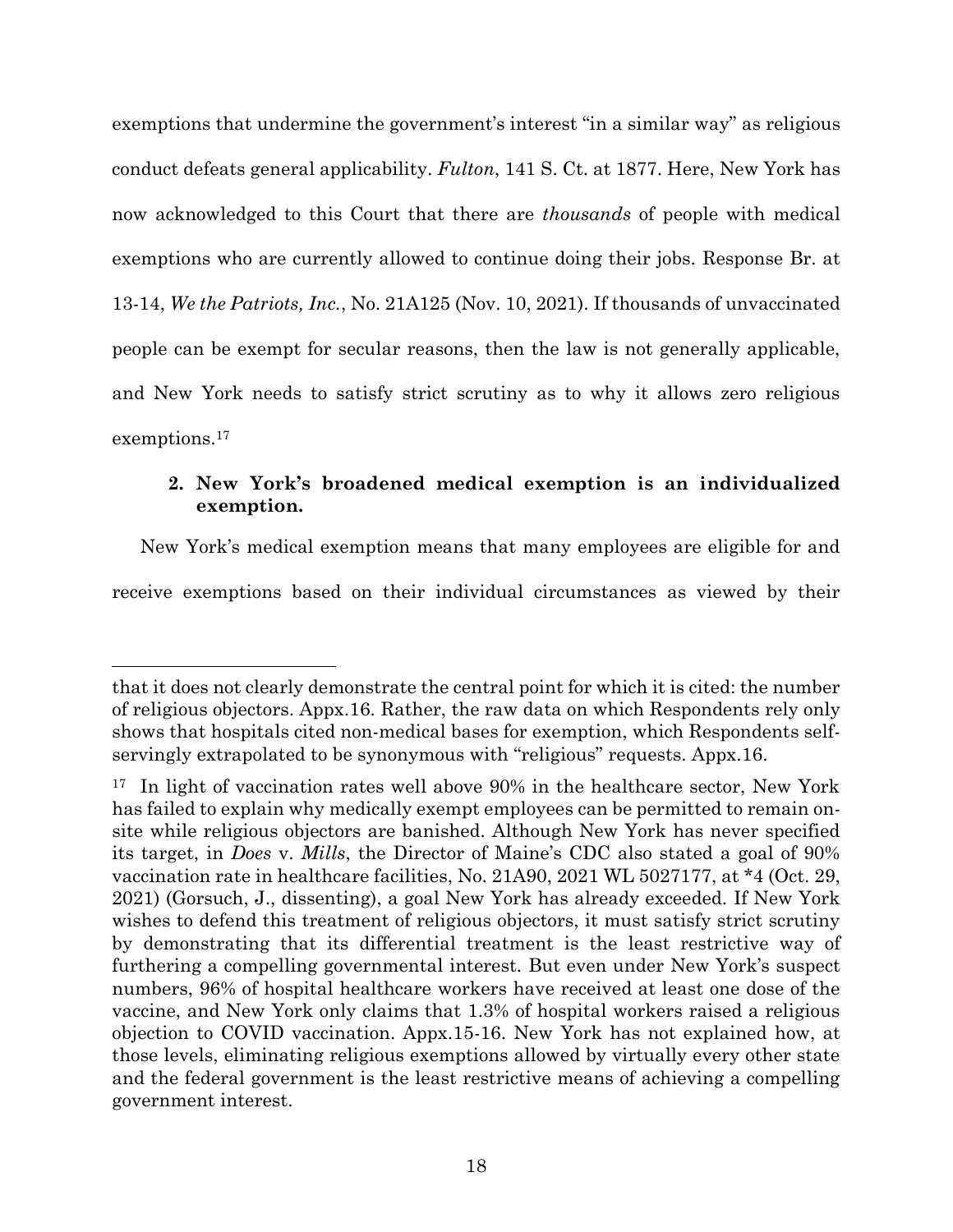exemptions that undermine the government's interest "in a similar way" as religious conduct defeats general applicability. *Fulton*, 141 S. Ct. at 1877. Here, New York has now acknowledged to this Court that there are *thousands* of people with medical exemptions who are currently allowed to continue doing their jobs. Response Br. at 13-14, *We the Patriots, Inc.*, No. 21A125 (Nov. 10, 2021). If thousands of unvaccinated people can be exempt for secular reasons, then the law is not generally applicable, and New York needs to satisfy strict scrutiny as to why it allows zero religious exemptions.[17]

### 2. New York's broadened medical exemption is an individualized exemption.

New York's medical exemption means that many employees are eligible for and receive exemptions based on their individual circumstances as viewed by their

---

that it does not clearly demonstrate the central point for which it is cited: the number of religious objectors. Appx.16. Rather, the raw data on which Respondents rely only shows that hospitals cited non-medical bases for exemption, which Respondents self-servingly extrapolated to be synonymous with "religious" requests. Appx.16.

[17] In light of vaccination rates well above 90% in the healthcare sector, New York has failed to explain why medically exempt employees can be permitted to remain on-site while religious objectors are banished. Although New York has never specified its target, in *Does* v. *Mills*, the Director of Maine's CDC also stated a goal of 90% vaccination rate in healthcare facilities, No. 21A90, 2021 WL 5027177, at *4 (Oct. 29, 2021) (Gorsuch, J., dissenting), a goal New York has already exceeded. If New York wishes to defend this treatment of religious objectors, it must satisfy strict scrutiny by demonstrating that its differential treatment is the least restrictive way of furthering a compelling governmental interest. But even under New York's suspect numbers, 96% of hospital healthcare workers have received at least one dose of the vaccine, and New York only claims that 1.3% of hospital workers raised a religious objection to COVID vaccination. Appx.15-16. New York has not explained how, at those levels, eliminating religious exemptions allowed by virtually every other state and the federal government is the least restrictive means of achieving a compelling government interest.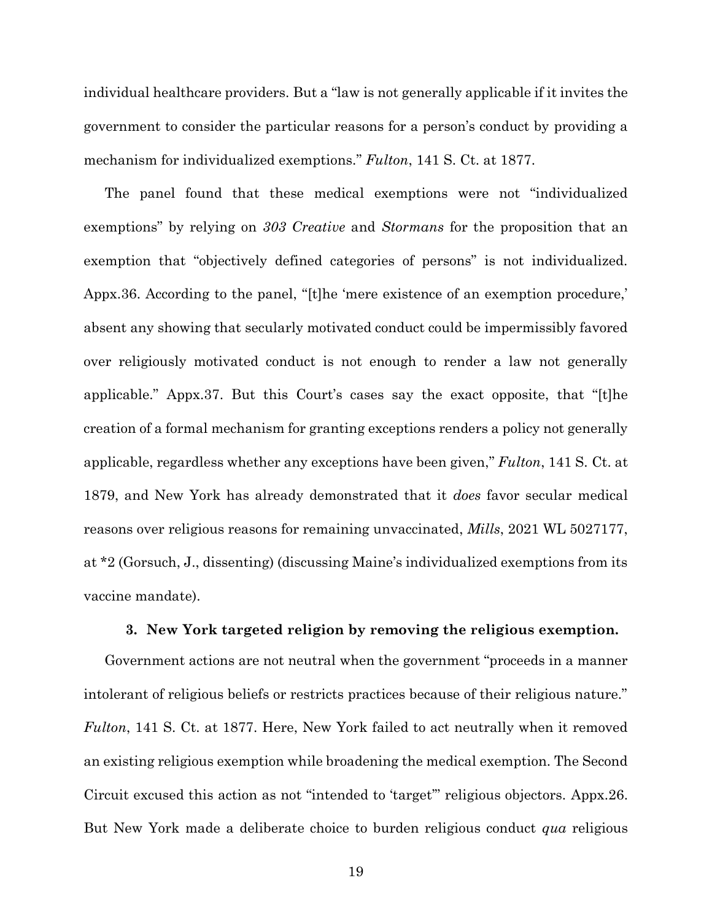individual healthcare providers. But a "law is not generally applicable if it invites the government to consider the particular reasons for a person's conduct by providing a mechanism for individualized exemptions." *Fulton*, 141 S. Ct. at 1877.

The panel found that these medical exemptions were not "individualized exemptions" by relying on *303 Creative* and *Stormans* for the proposition that an exemption that "objectively defined categories of persons" is not individualized. Appx.36. According to the panel, "[t]he 'mere existence of an exemption procedure,' absent any showing that secularly motivated conduct could be impermissibly favored over religiously motivated conduct is not enough to render a law not generally applicable." Appx.37. But this Court's cases say the exact opposite, that "[t]he creation of a formal mechanism for granting exceptions renders a policy not generally applicable, regardless whether any exceptions have been given," *Fulton*, 141 S. Ct. at 1879, and New York has already demonstrated that it *does* favor secular medical reasons over religious reasons for remaining unvaccinated, *Mills*, 2021 WL 5027177, at *2 (Gorsuch, J., dissenting) (discussing Maine's individualized exemptions from its vaccine mandate).

### 3. New York targeted religion by removing the religious exemption.

Government actions are not neutral when the government "proceeds in a manner intolerant of religious beliefs or restricts practices because of their religious nature." *Fulton*, 141 S. Ct. at 1877. Here, New York failed to act neutrally when it removed an existing religious exemption while broadening the medical exemption. The Second Circuit excused this action as not "intended to 'target'" religious objectors. Appx.26. But New York made a deliberate choice to burden religious conduct *qua* religious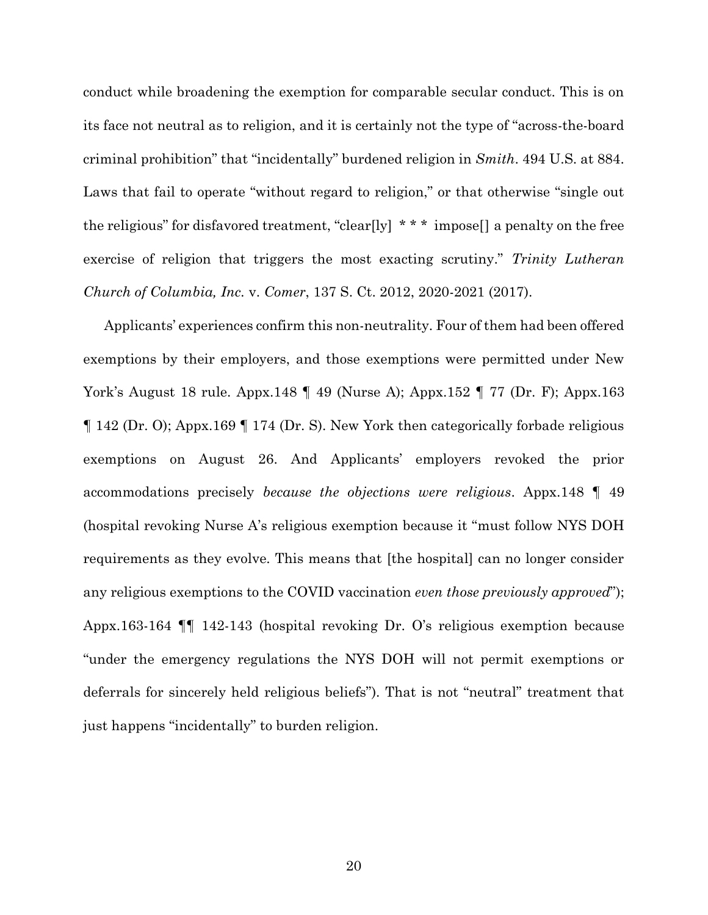conduct while broadening the exemption for comparable secular conduct. This is on its face not neutral as to religion, and it is certainly not the type of "across-the-board criminal prohibition" that "incidentally" burdened religion in *Smith*. 494 U.S. at 884. Laws that fail to operate "without regard to religion," or that otherwise "single out the religious" for disfavored treatment, "clear[ly] * * * impose[] a penalty on the free exercise of religion that triggers the most exacting scrutiny." *Trinity Lutheran Church of Columbia, Inc.* v. *Comer*, 137 S. Ct. 2012, 2020-2021 (2017).

Applicants' experiences confirm this non-neutrality. Four of them had been offered exemptions by their employers, and those exemptions were permitted under New York's August 18 rule. Appx.148 ¶ 49 (Nurse A); Appx.152 ¶ 77 (Dr. F); Appx.163 ¶ 142 (Dr. O); Appx.169 ¶ 174 (Dr. S). New York then categorically forbade religious exemptions on August 26. And Applicants' employers revoked the prior accommodations precisely *because the objections were religious*. Appx.148 ¶ 49 (hospital revoking Nurse A's religious exemption because it "must follow NYS DOH requirements as they evolve. This means that [the hospital] can no longer consider any religious exemptions to the COVID vaccination *even those previously approved*"); Appx.163-164 ¶¶ 142-143 (hospital revoking Dr. O's religious exemption because "under the emergency regulations the NYS DOH will not permit exemptions or deferrals for sincerely held religious beliefs"). That is not "neutral" treatment that just happens "incidentally" to burden religion.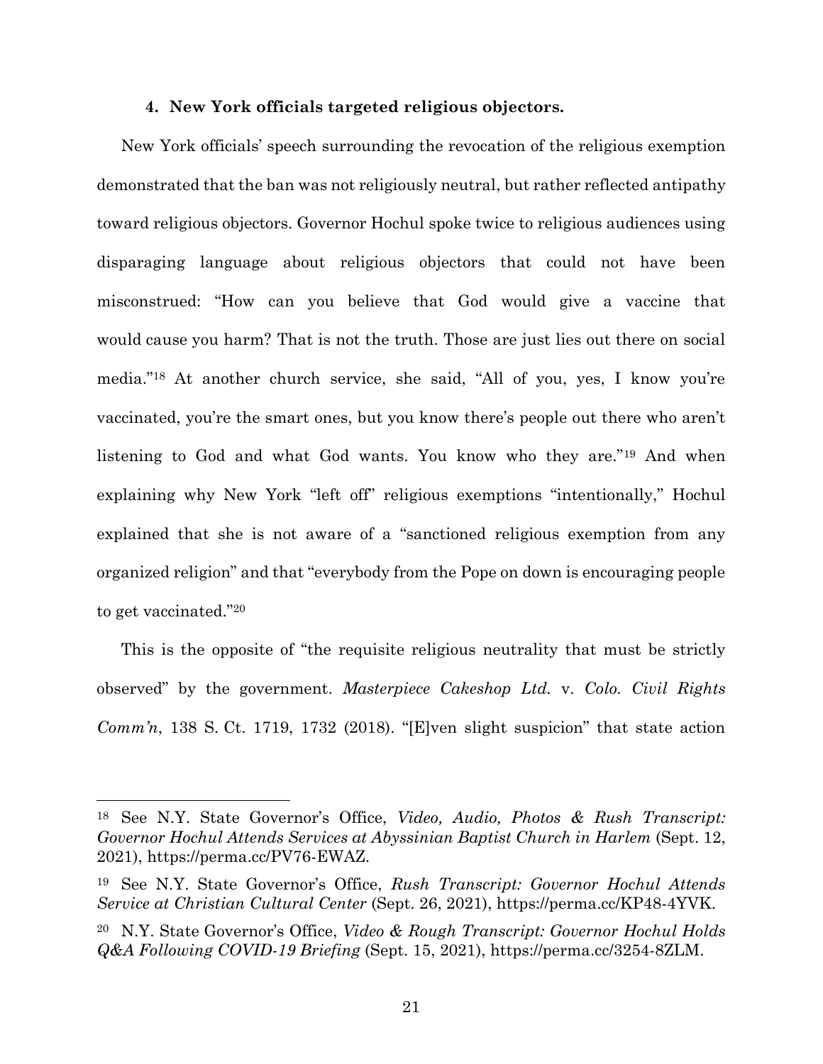#### 4. New York officials targeted religious objectors.

New York officials' speech surrounding the revocation of the religious exemption demonstrated that the ban was not religiously neutral, but rather reflected antipathy toward religious objectors. Governor Hochul spoke twice to religious audiences using disparaging language about religious objectors that could not have been misconstrued: "How can you believe that God would give a vaccine that would cause you harm? That is not the truth. Those are just lies out there on social media."[18] At another church service, she said, "All of you, yes, I know you're vaccinated, you're the smart ones, but you know there's people out there who aren't listening to God and what God wants. You know who they are."[19] And when explaining why New York "left off" religious exemptions "intentionally," Hochul explained that she is not aware of a "sanctioned religious exemption from any organized religion" and that "everybody from the Pope on down is encouraging people to get vaccinated."[20]

This is the opposite of "the requisite religious neutrality that must be strictly observed" by the government. *Masterpiece Cakeshop Ltd.* v. *Colo. Civil Rights Comm'n*, 138 S. Ct. 1719, 1732 (2018). "[E]ven slight suspicion" that state action

---

[18] See N.Y. State Governor's Office, *Video, Audio, Photos & Rush Transcript: Governor Hochul Attends Services at Abyssinian Baptist Church in Harlem* (Sept. 12, 2021), https://perma.cc/PV76-EWAZ.

[19] See N.Y. State Governor's Office, *Rush Transcript: Governor Hochul Attends Service at Christian Cultural Center* (Sept. 26, 2021), https://perma.cc/KP48-4YVK.

[20] N.Y. State Governor's Office, *Video & Rough Transcript: Governor Hochul Holds Q&A Following COVID-19 Briefing* (Sept. 15, 2021), https://perma.cc/3254-8ZLM.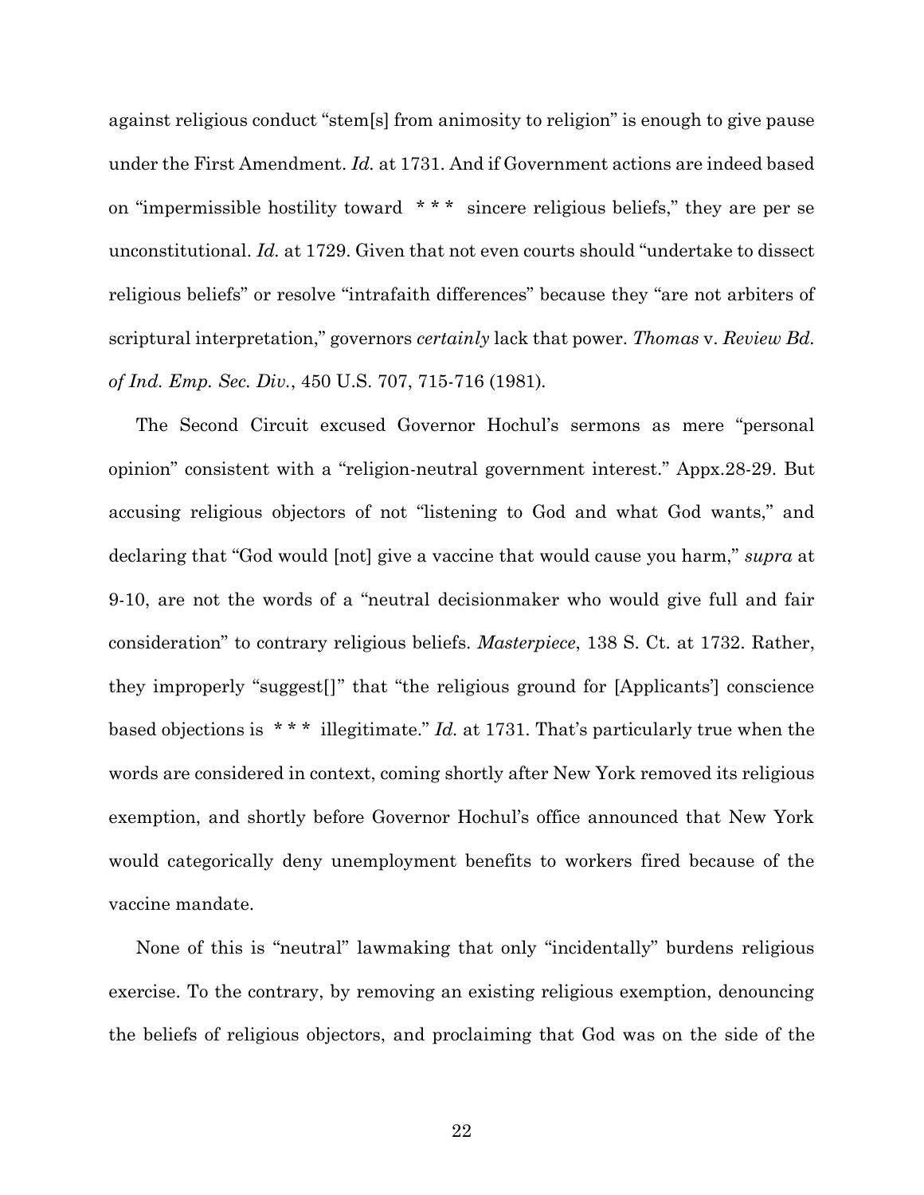against religious conduct "stem[s] from animosity to religion" is enough to give pause under the First Amendment. *Id.* at 1731. And if Government actions are indeed based on "impermissible hostility toward * * * sincere religious beliefs," they are per se unconstitutional. *Id.* at 1729. Given that not even courts should "undertake to dissect religious beliefs" or resolve "intrafaith differences" because they "are not arbiters of scriptural interpretation," governors *certainly* lack that power. *Thomas* v. *Review Bd. of Ind. Emp. Sec. Div.*, 450 U.S. 707, 715-716 (1981).

The Second Circuit excused Governor Hochul's sermons as mere "personal opinion" consistent with a "religion-neutral government interest." Appx.28-29. But accusing religious objectors of not "listening to God and what God wants," and declaring that "God would [not] give a vaccine that would cause you harm," *supra* at 9-10, are not the words of a "neutral decisionmaker who would give full and fair consideration" to contrary religious beliefs. *Masterpiece*, 138 S. Ct. at 1732. Rather, they improperly "suggest[]" that "the religious ground for [Applicants'] conscience based objections is * * * illegitimate." *Id.* at 1731. That's particularly true when the words are considered in context, coming shortly after New York removed its religious exemption, and shortly before Governor Hochul's office announced that New York would categorically deny unemployment benefits to workers fired because of the vaccine mandate.

None of this is "neutral" lawmaking that only "incidentally" burdens religious exercise. To the contrary, by removing an existing religious exemption, denouncing the beliefs of religious objectors, and proclaiming that God was on the side of the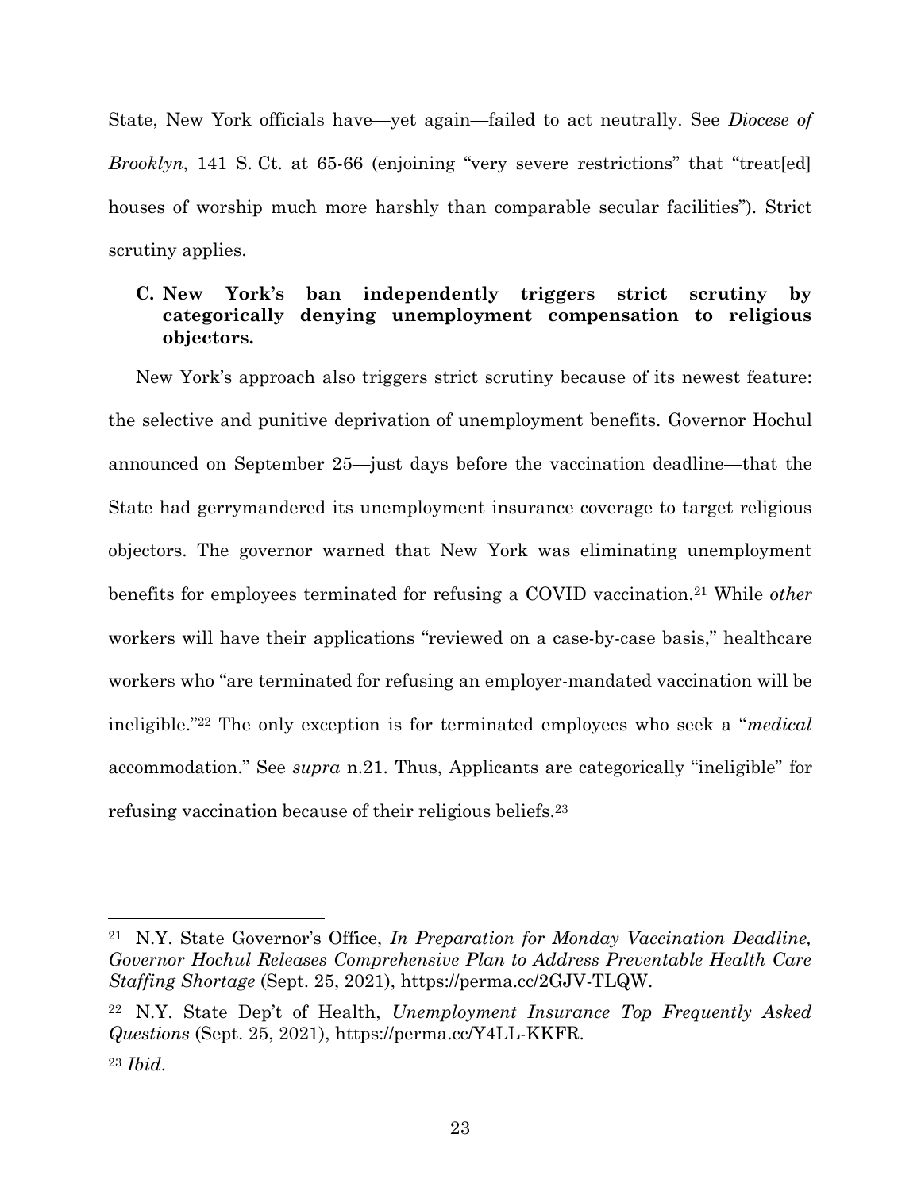State, New York officials have—yet again—failed to act neutrally. See *Diocese of Brooklyn*, 141 S. Ct. at 65-66 (enjoining "very severe restrictions" that "treat[ed] houses of worship much more harshly than comparable secular facilities"). Strict scrutiny applies.

### C. New York's ban independently triggers strict scrutiny by categorically denying unemployment compensation to religious objectors.

New York's approach also triggers strict scrutiny because of its newest feature: the selective and punitive deprivation of unemployment benefits. Governor Hochul announced on September 25—just days before the vaccination deadline—that the State had gerrymandered its unemployment insurance coverage to target religious objectors. The governor warned that New York was eliminating unemployment benefits for employees terminated for refusing a COVID vaccination.[21] While *other* workers will have their applications "reviewed on a case-by-case basis," healthcare workers who "are terminated for refusing an employer-mandated vaccination will be ineligible."[22] The only exception is for terminated employees who seek a "*medical* accommodation." See *supra* n.21. Thus, Applicants are categorically "ineligible" for refusing vaccination because of their religious beliefs.[23]

---

[21] N.Y. State Governor's Office, *In Preparation for Monday Vaccination Deadline, Governor Hochul Releases Comprehensive Plan to Address Preventable Health Care Staffing Shortage* (Sept. 25, 2021), https://perma.cc/2GJV-TLQW.

[22] N.Y. State Dep't of Health, *Unemployment Insurance Top Frequently Asked Questions* (Sept. 25, 2021), https://perma.cc/Y4LL-KKFR.

[23] *Ibid.*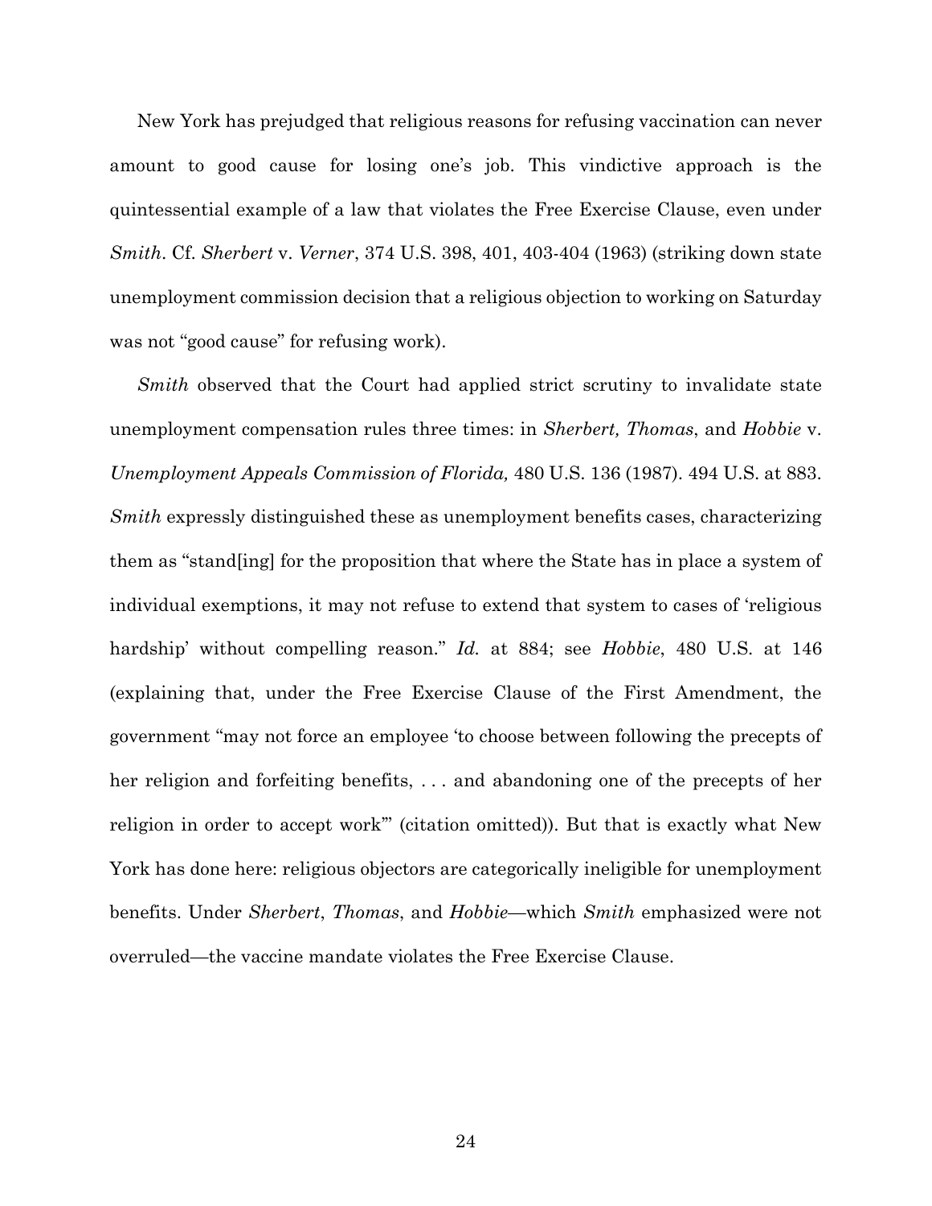New York has prejudged that religious reasons for refusing vaccination can never amount to good cause for losing one's job. This vindictive approach is the quintessential example of a law that violates the Free Exercise Clause, even under *Smith*. Cf. *Sherbert* v. *Verner*, 374 U.S. 398, 401, 403-404 (1963) (striking down state unemployment commission decision that a religious objection to working on Saturday was not "good cause" for refusing work).

*Smith* observed that the Court had applied strict scrutiny to invalidate state unemployment compensation rules three times: in *Sherbert, Thomas*, and *Hobbie* v. *Unemployment Appeals Commission of Florida,* 480 U.S. 136 (1987). 494 U.S. at 883. *Smith* expressly distinguished these as unemployment benefits cases, characterizing them as "stand[ing] for the proposition that where the State has in place a system of individual exemptions, it may not refuse to extend that system to cases of 'religious hardship' without compelling reason." *Id.* at 884; see *Hobbie*, 480 U.S. at 146 (explaining that, under the Free Exercise Clause of the First Amendment, the government "may not force an employee 'to choose between following the precepts of her religion and forfeiting benefits, . . . and abandoning one of the precepts of her religion in order to accept work'" (citation omitted)). But that is exactly what New York has done here: religious objectors are categorically ineligible for unemployment benefits. Under *Sherbert*, *Thomas*, and *Hobbie*—which *Smith* emphasized were not overruled—the vaccine mandate violates the Free Exercise Clause.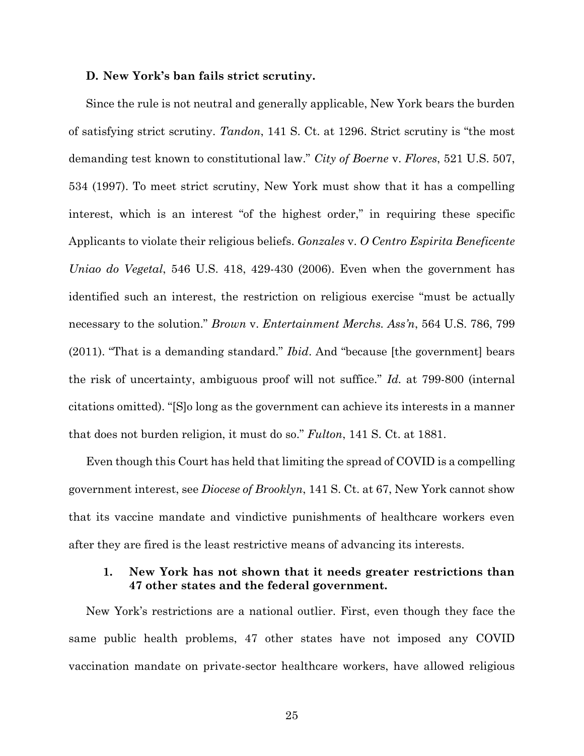### D. New York's ban fails strict scrutiny.

Since the rule is not neutral and generally applicable, New York bears the burden of satisfying strict scrutiny. *Tandon*, 141 S. Ct. at 1296. Strict scrutiny is "the most demanding test known to constitutional law." *City of Boerne* v. *Flores*, 521 U.S. 507, 534 (1997). To meet strict scrutiny, New York must show that it has a compelling interest, which is an interest "of the highest order," in requiring these specific Applicants to violate their religious beliefs. *Gonzales* v. *O Centro Espirita Beneficente Uniao do Vegetal*, 546 U.S. 418, 429-430 (2006). Even when the government has identified such an interest, the restriction on religious exercise "must be actually necessary to the solution." *Brown* v. *Entertainment Merchs. Ass'n*, 564 U.S. 786, 799 (2011). "That is a demanding standard." *Ibid*. And "because [the government] bears the risk of uncertainty, ambiguous proof will not suffice." *Id.* at 799-800 (internal citations omitted). "[S]o long as the government can achieve its interests in a manner that does not burden religion, it must do so." *Fulton*, 141 S. Ct. at 1881.

Even though this Court has held that limiting the spread of COVID is a compelling government interest, see *Diocese of Brooklyn*, 141 S. Ct. at 67, New York cannot show that its vaccine mandate and vindictive punishments of healthcare workers even after they are fired is the least restrictive means of advancing its interests.

#### 1. New York has not shown that it needs greater restrictions than 47 other states and the federal government.

New York's restrictions are a national outlier. First, even though they face the same public health problems, 47 other states have not imposed any COVID vaccination mandate on private-sector healthcare workers, have allowed religious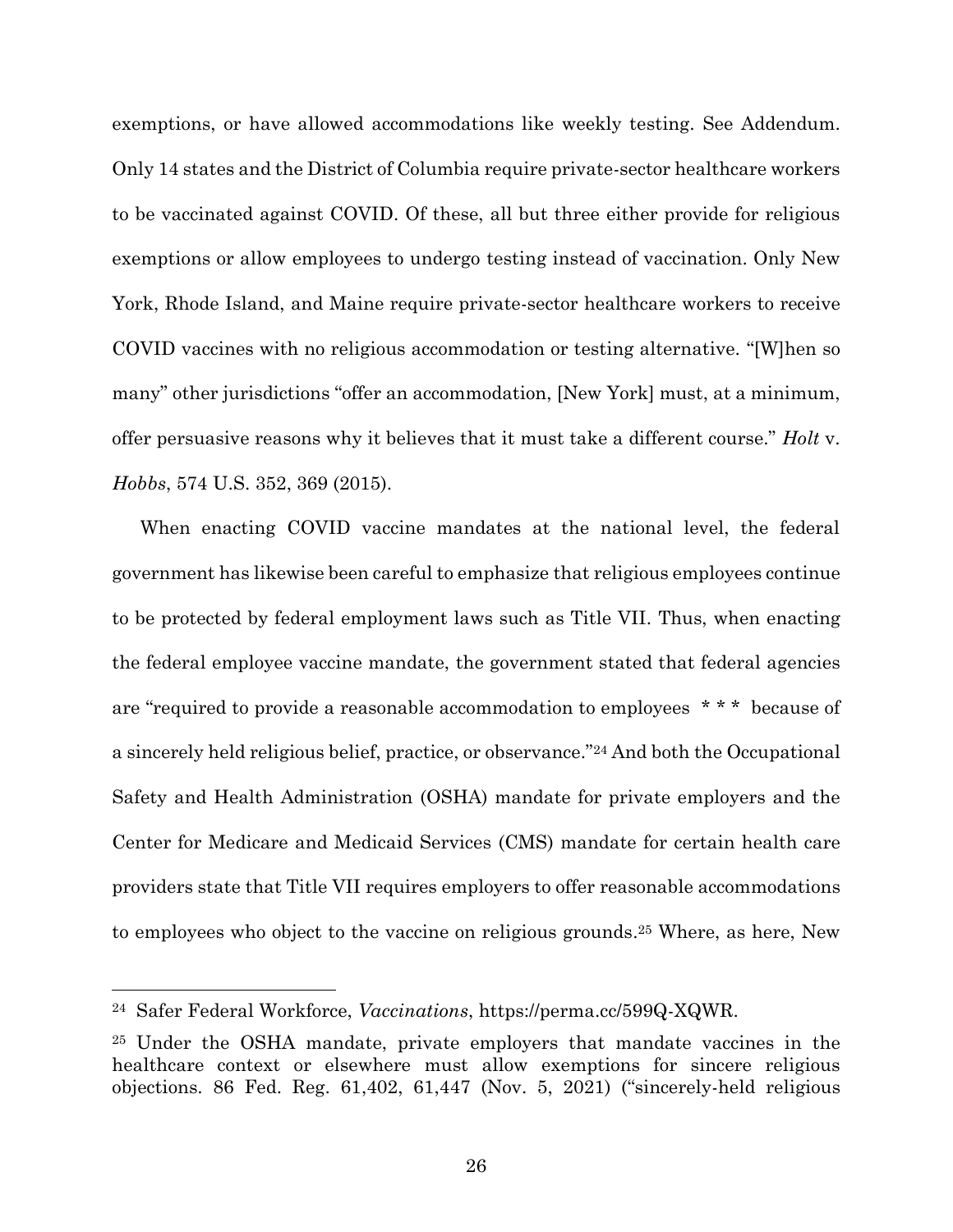exemptions, or have allowed accommodations like weekly testing. See Addendum. Only 14 states and the District of Columbia require private-sector healthcare workers to be vaccinated against COVID. Of these, all but three either provide for religious exemptions or allow employees to undergo testing instead of vaccination. Only New York, Rhode Island, and Maine require private-sector healthcare workers to receive COVID vaccines with no religious accommodation or testing alternative. "[W]hen so many" other jurisdictions "offer an accommodation, [New York] must, at a minimum, offer persuasive reasons why it believes that it must take a different course." *Holt* v. *Hobbs*, 574 U.S. 352, 369 (2015).

When enacting COVID vaccine mandates at the national level, the federal government has likewise been careful to emphasize that religious employees continue to be protected by federal employment laws such as Title VII. Thus, when enacting the federal employee vaccine mandate, the government stated that federal agencies are "required to provide a reasonable accommodation to employees * * * because of a sincerely held religious belief, practice, or observance."[24] And both the Occupational Safety and Health Administration (OSHA) mandate for private employers and the Center for Medicare and Medicaid Services (CMS) mandate for certain health care providers state that Title VII requires employers to offer reasonable accommodations to employees who object to the vaccine on religious grounds.[25] Where, as here, New

---

[24] Safer Federal Workforce, *Vaccinations*, https://perma.cc/599Q-XQWR.

[25] Under the OSHA mandate, private employers that mandate vaccines in the healthcare context or elsewhere must allow exemptions for sincere religious objections. 86 Fed. Reg. 61,402, 61,447 (Nov. 5, 2021) ("sincerely-held religious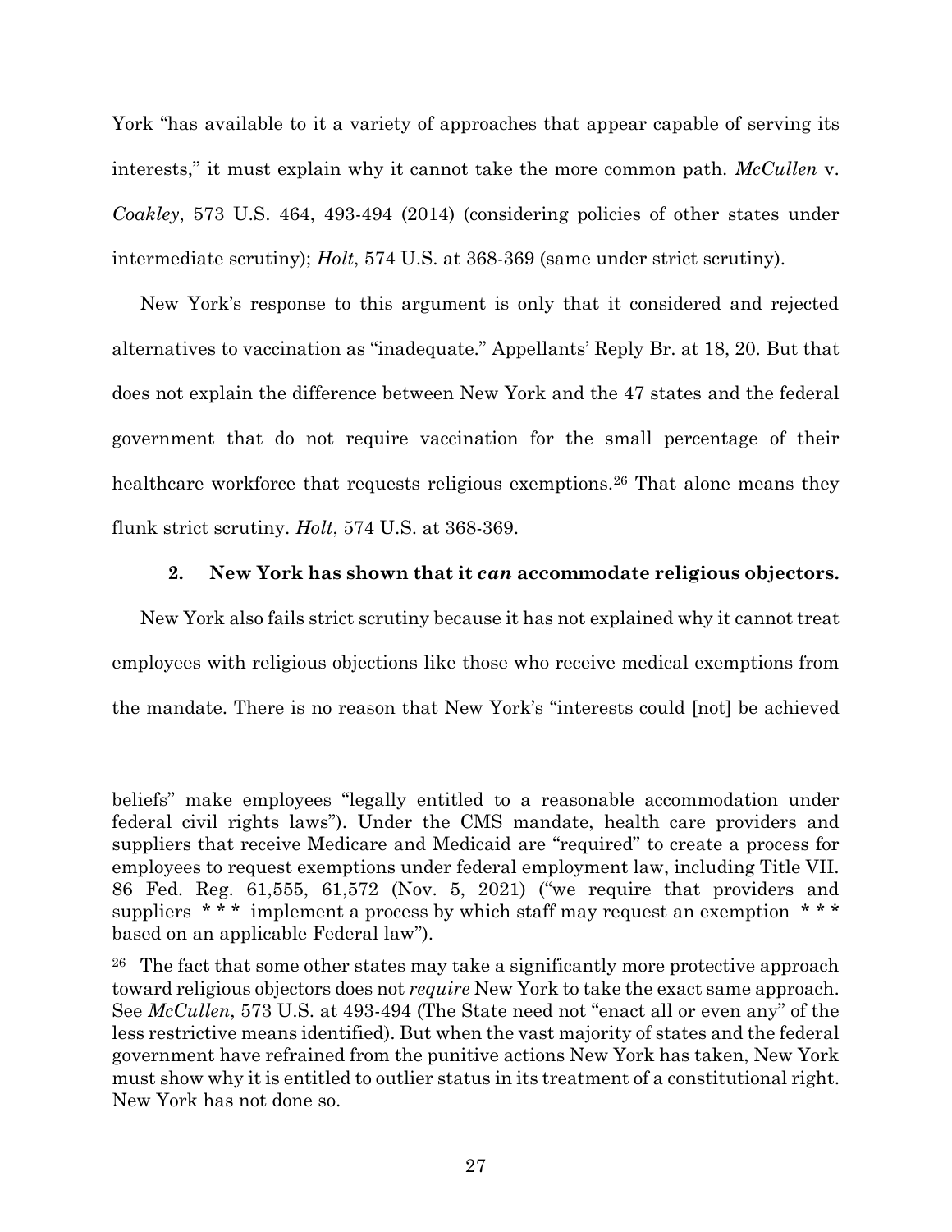York "has available to it a variety of approaches that appear capable of serving its interests," it must explain why it cannot take the more common path. *McCullen* v. *Coakley*, 573 U.S. 464, 493-494 (2014) (considering policies of other states under intermediate scrutiny); *Holt*, 574 U.S. at 368-369 (same under strict scrutiny).

New York's response to this argument is only that it considered and rejected alternatives to vaccination as "inadequate." Appellants' Reply Br. at 18, 20. But that does not explain the difference between New York and the 47 states and the federal government that do not require vaccination for the small percentage of their healthcare workforce that requests religious exemptions.[26] That alone means they flunk strict scrutiny. *Holt*, 574 U.S. at 368-369.

### 2. New York has shown that it *can* accommodate religious objectors.

New York also fails strict scrutiny because it has not explained why it cannot treat employees with religious objections like those who receive medical exemptions from the mandate. There is no reason that New York's "interests could [not] be achieved

---

beliefs" make employees "legally entitled to a reasonable accommodation under federal civil rights laws"). Under the CMS mandate, health care providers and suppliers that receive Medicare and Medicaid are "required" to create a process for employees to request exemptions under federal employment law, including Title VII. 86 Fed. Reg. 61,555, 61,572 (Nov. 5, 2021) ("we require that providers and suppliers * * * implement a process by which staff may request an exemption * * * based on an applicable Federal law").

[26] The fact that some other states may take a significantly more protective approach toward religious objectors does not *require* New York to take the exact same approach. See *McCullen*, 573 U.S. at 493-494 (The State need not "enact all or even any" of the less restrictive means identified). But when the vast majority of states and the federal government have refrained from the punitive actions New York has taken, New York must show why it is entitled to outlier status in its treatment of a constitutional right. New York has not done so.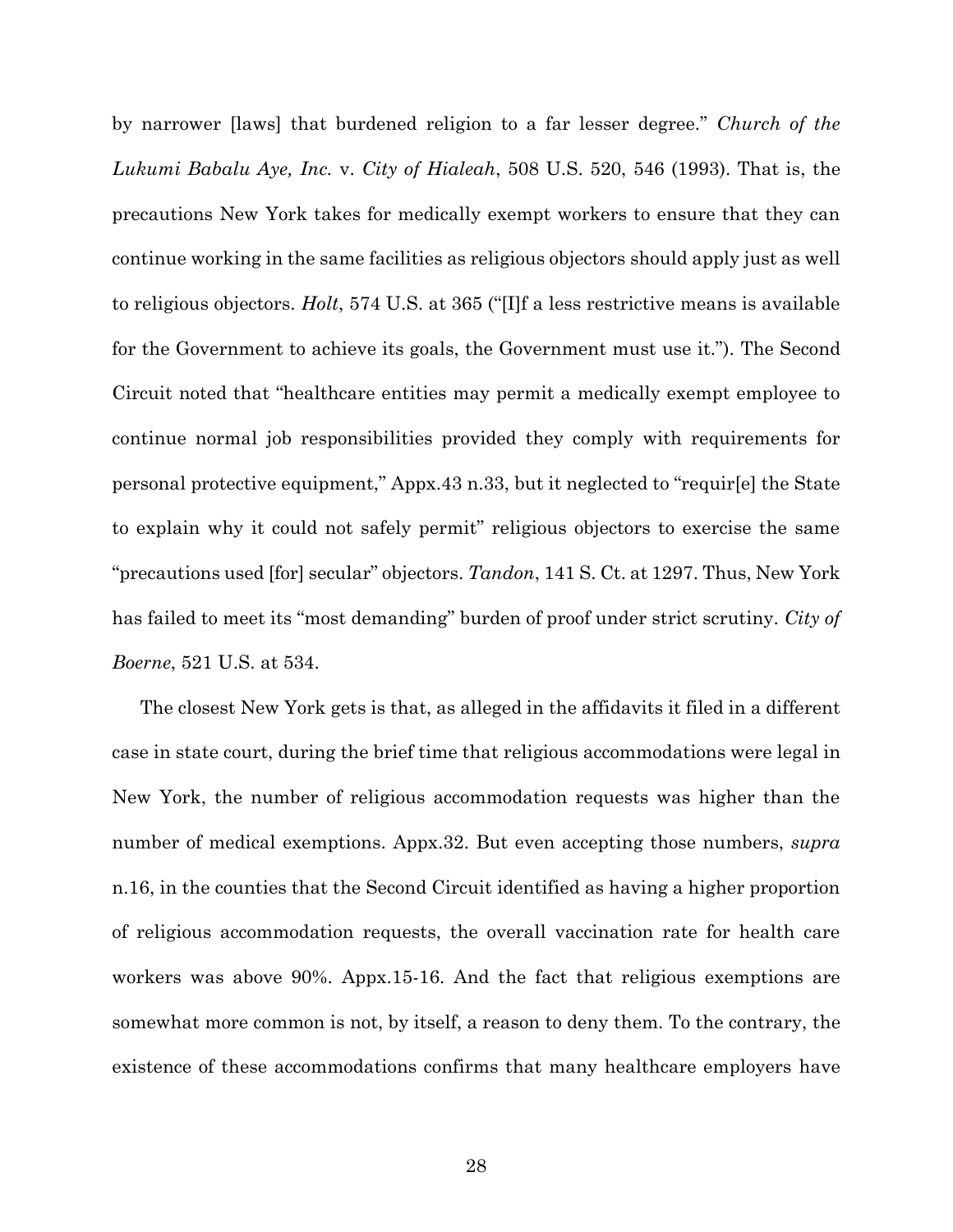by narrower [laws] that burdened religion to a far lesser degree." *Church of the Lukumi Babalu Aye, Inc.* v. *City of Hialeah*, 508 U.S. 520, 546 (1993). That is, the precautions New York takes for medically exempt workers to ensure that they can continue working in the same facilities as religious objectors should apply just as well to religious objectors. *Holt*, 574 U.S. at 365 ("[I]f a less restrictive means is available for the Government to achieve its goals, the Government must use it."). The Second Circuit noted that "healthcare entities may permit a medically exempt employee to continue normal job responsibilities provided they comply with requirements for personal protective equipment," Appx.43 n.33, but it neglected to "requir[e] the State to explain why it could not safely permit" religious objectors to exercise the same "precautions used [for] secular" objectors. *Tandon*, 141 S. Ct. at 1297. Thus, New York has failed to meet its "most demanding" burden of proof under strict scrutiny. *City of Boerne*, 521 U.S. at 534.

The closest New York gets is that, as alleged in the affidavits it filed in a different case in state court, during the brief time that religious accommodations were legal in New York, the number of religious accommodation requests was higher than the number of medical exemptions. Appx.32. But even accepting those numbers, *supra* n.16, in the counties that the Second Circuit identified as having a higher proportion of religious accommodation requests, the overall vaccination rate for health care workers was above 90%. Appx.15-16. And the fact that religious exemptions are somewhat more common is not, by itself, a reason to deny them. To the contrary, the existence of these accommodations confirms that many healthcare employers have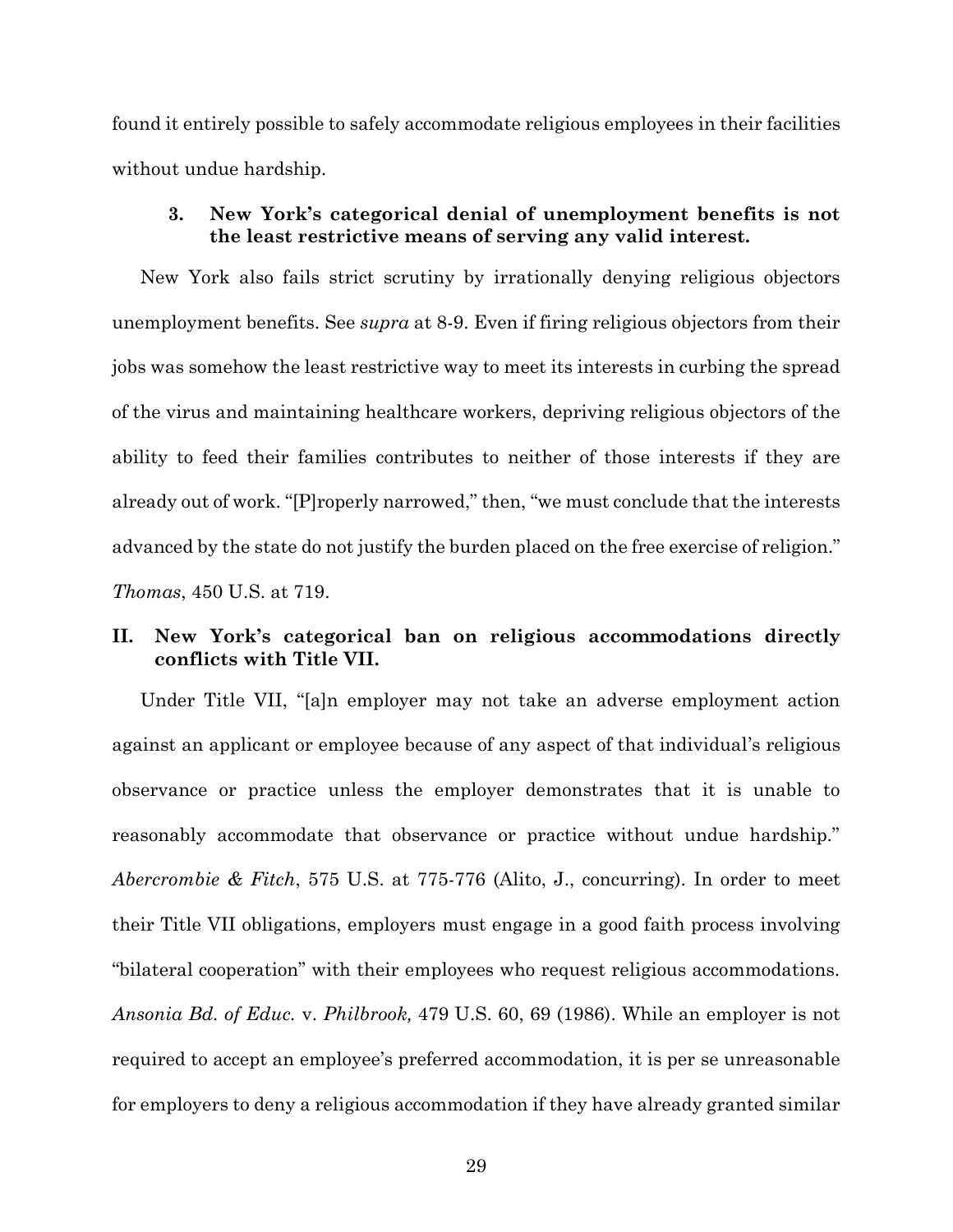found it entirely possible to safely accommodate religious employees in their facilities without undue hardship.

### 3. New York's categorical denial of unemployment benefits is not the least restrictive means of serving any valid interest.

New York also fails strict scrutiny by irrationally denying religious objectors unemployment benefits. See *supra* at 8-9. Even if firing religious objectors from their jobs was somehow the least restrictive way to meet its interests in curbing the spread of the virus and maintaining healthcare workers, depriving religious objectors of the ability to feed their families contributes to neither of those interests if they are already out of work. "[P]roperly narrowed," then, "we must conclude that the interests advanced by the state do not justify the burden placed on the free exercise of religion." *Thomas*, 450 U.S. at 719.

## II. New York's categorical ban on religious accommodations directly conflicts with Title VII.

Under Title VII, "[a]n employer may not take an adverse employment action against an applicant or employee because of any aspect of that individual's religious observance or practice unless the employer demonstrates that it is unable to reasonably accommodate that observance or practice without undue hardship." *Abercrombie & Fitch*, 575 U.S. at 775-776 (Alito, J., concurring). In order to meet their Title VII obligations, employers must engage in a good faith process involving "bilateral cooperation" with their employees who request religious accommodations. *Ansonia Bd. of Educ.* v. *Philbrook,* 479 U.S. 60, 69 (1986). While an employer is not required to accept an employee's preferred accommodation, it is per se unreasonable for employers to deny a religious accommodation if they have already granted similar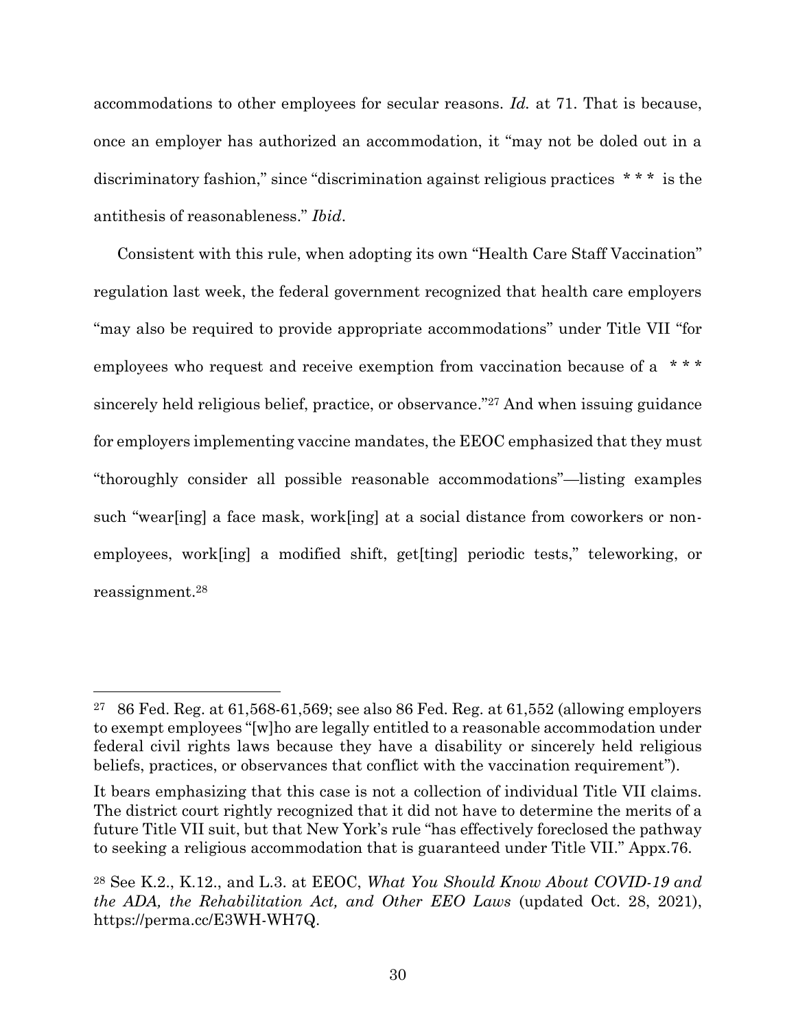accommodations to other employees for secular reasons. *Id.* at 71. That is because, once an employer has authorized an accommodation, it "may not be doled out in a discriminatory fashion," since "discrimination against religious practices * * * is the antithesis of reasonableness." *Ibid*.

Consistent with this rule, when adopting its own "Health Care Staff Vaccination" regulation last week, the federal government recognized that health care employers "may also be required to provide appropriate accommodations" under Title VII "for employees who request and receive exemption from vaccination because of a * * * sincerely held religious belief, practice, or observance."[27] And when issuing guidance for employers implementing vaccine mandates, the EEOC emphasized that they must "thoroughly consider all possible reasonable accommodations"—listing examples such "wear[ing] a face mask, work[ing] at a social distance from coworkers or non-employees, work[ing] a modified shift, get[ting] periodic tests," teleworking, or reassignment.[28]

---

[27] 86 Fed. Reg. at 61,568-61,569; see also 86 Fed. Reg. at 61,552 (allowing employers to exempt employees "[w]ho are legally entitled to a reasonable accommodation under federal civil rights laws because they have a disability or sincerely held religious beliefs, practices, or observances that conflict with the vaccination requirement").

It bears emphasizing that this case is not a collection of individual Title VII claims. The district court rightly recognized that it did not have to determine the merits of a future Title VII suit, but that New York's rule "has effectively foreclosed the pathway to seeking a religious accommodation that is guaranteed under Title VII." Appx.76.

[28] See K.2., K.12., and L.3. at EEOC, *What You Should Know About COVID-19 and the ADA, the Rehabilitation Act, and Other EEO Laws* (updated Oct. 28, 2021), https://perma.cc/E3WH-WH7Q.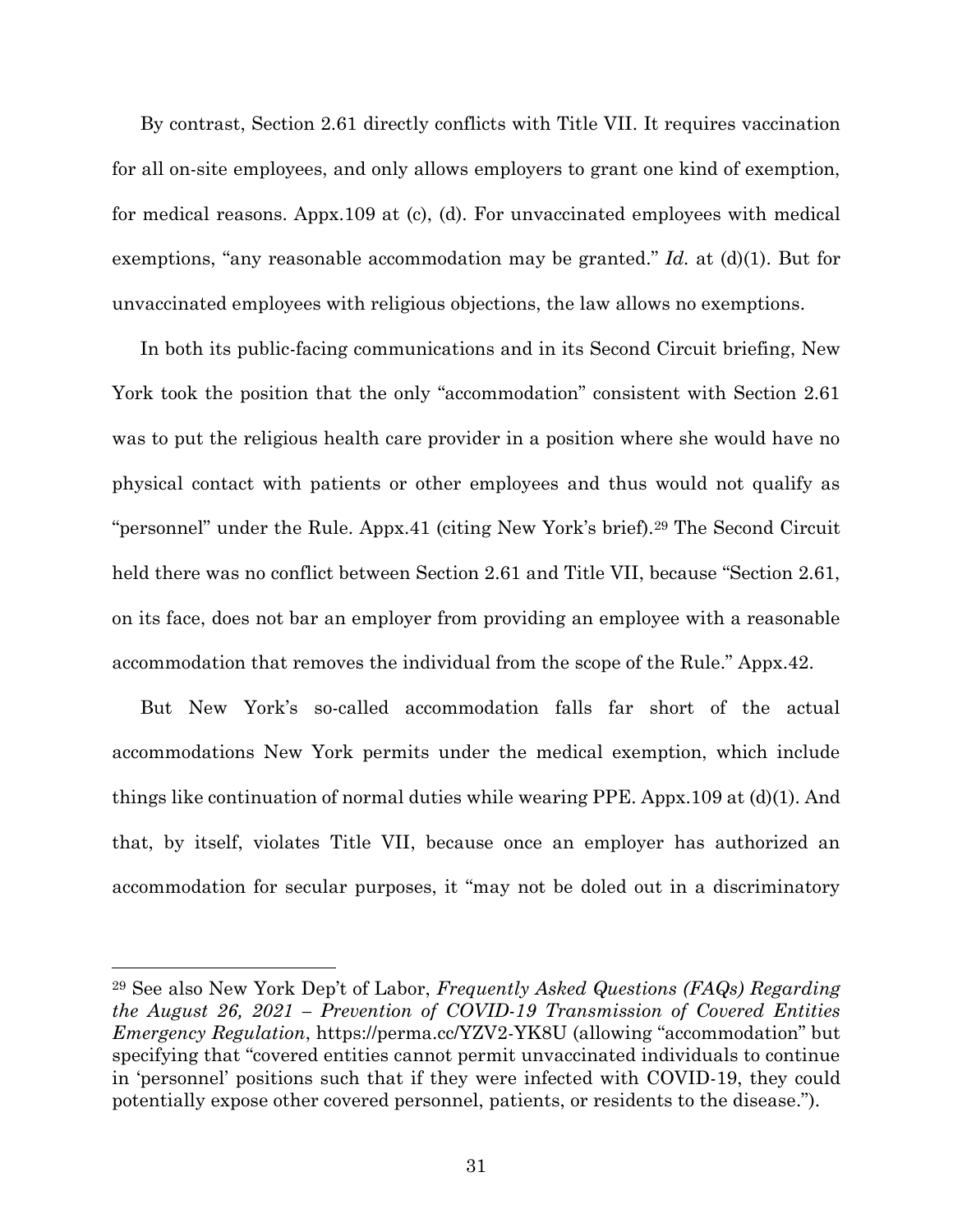By contrast, Section 2.61 directly conflicts with Title VII. It requires vaccination for all on-site employees, and only allows employers to grant one kind of exemption, for medical reasons. Appx.109 at (c), (d). For unvaccinated employees with medical exemptions, "any reasonable accommodation may be granted." *Id.* at (d)(1). But for unvaccinated employees with religious objections, the law allows no exemptions.

In both its public-facing communications and in its Second Circuit briefing, New York took the position that the only "accommodation" consistent with Section 2.61 was to put the religious health care provider in a position where she would have no physical contact with patients or other employees and thus would not qualify as "personnel" under the Rule. Appx.41 (citing New York's brief).[29] The Second Circuit held there was no conflict between Section 2.61 and Title VII, because "Section 2.61, on its face, does not bar an employer from providing an employee with a reasonable accommodation that removes the individual from the scope of the Rule." Appx.42.

But New York's so-called accommodation falls far short of the actual accommodations New York permits under the medical exemption, which include things like continuation of normal duties while wearing PPE. Appx.109 at (d)(1). And that, by itself, violates Title VII, because once an employer has authorized an accommodation for secular purposes, it "may not be doled out in a discriminatory

---

[29] See also New York Dep't of Labor, *Frequently Asked Questions (FAQs) Regarding the August 26, 2021 – Prevention of COVID-19 Transmission of Covered Entities Emergency Regulation*, https://perma.cc/YZV2-YK8U (allowing "accommodation" but specifying that "covered entities cannot permit unvaccinated individuals to continue in 'personnel' positions such that if they were infected with COVID-19, they could potentially expose other covered personnel, patients, or residents to the disease.").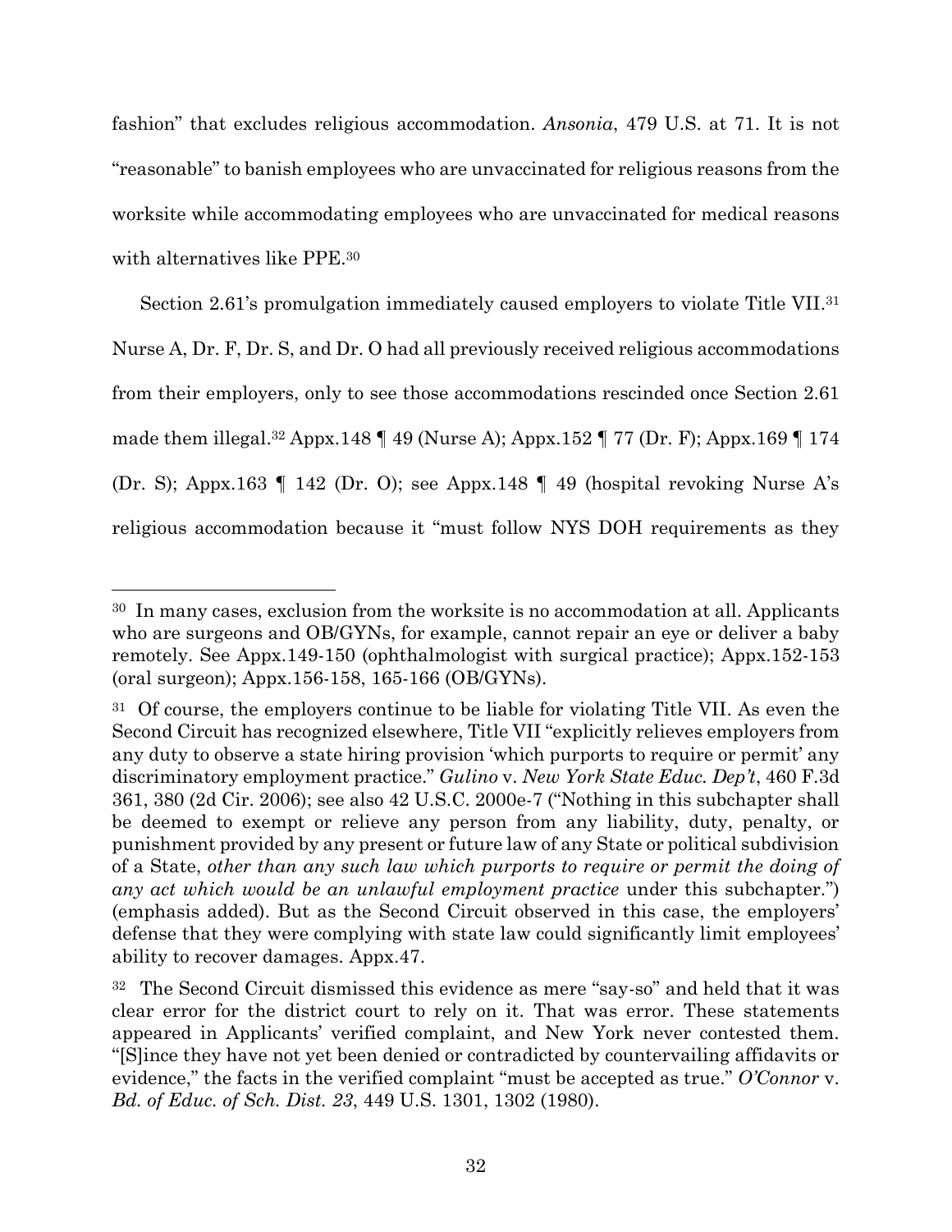fashion" that excludes religious accommodation. *Ansonia*, 479 U.S. at 71. It is not "reasonable" to banish employees who are unvaccinated for religious reasons from the worksite while accommodating employees who are unvaccinated for medical reasons with alternatives like PPE.[30]

Section 2.61's promulgation immediately caused employers to violate Title VII.[31] Nurse A, Dr. F, Dr. S, and Dr. O had all previously received religious accommodations from their employers, only to see those accommodations rescinded once Section 2.61 made them illegal.[32] Appx.148 ¶ 49 (Nurse A); Appx.152 ¶ 77 (Dr. F); Appx.169 ¶ 174 (Dr. S); Appx.163 ¶ 142 (Dr. O); see Appx.148 ¶ 49 (hospital revoking Nurse A's religious accommodation because it "must follow NYS DOH requirements as they

---

[30] In many cases, exclusion from the worksite is no accommodation at all. Applicants who are surgeons and OB/GYNs, for example, cannot repair an eye or deliver a baby remotely. See Appx.149-150 (ophthalmologist with surgical practice); Appx.152-153 (oral surgeon); Appx.156-158, 165-166 (OB/GYNs).

[31] Of course, the employers continue to be liable for violating Title VII. As even the Second Circuit has recognized elsewhere, Title VII "explicitly relieves employers from any duty to observe a state hiring provision 'which purports to require or permit' any discriminatory employment practice." *Gulino* v. *New York State Educ. Dep't*, 460 F.3d 361, 380 (2d Cir. 2006); see also 42 U.S.C. 2000e-7 ("Nothing in this subchapter shall be deemed to exempt or relieve any person from any liability, duty, penalty, or punishment provided by any present or future law of any State or political subdivision of a State, *other than any such law which purports to require or permit the doing of any act which would be an unlawful employment practice* under this subchapter.") (emphasis added). But as the Second Circuit observed in this case, the employers' defense that they were complying with state law could significantly limit employees' ability to recover damages. Appx.47.

[32] The Second Circuit dismissed this evidence as mere "say-so" and held that it was clear error for the district court to rely on it. That was error. These statements appeared in Applicants' verified complaint, and New York never contested them. "[S]ince they have not yet been denied or contradicted by countervailing affidavits or evidence," the facts in the verified complaint "must be accepted as true." *O'Connor* v. *Bd. of Educ. of Sch. Dist. 23*, 449 U.S. 1301, 1302 (1980).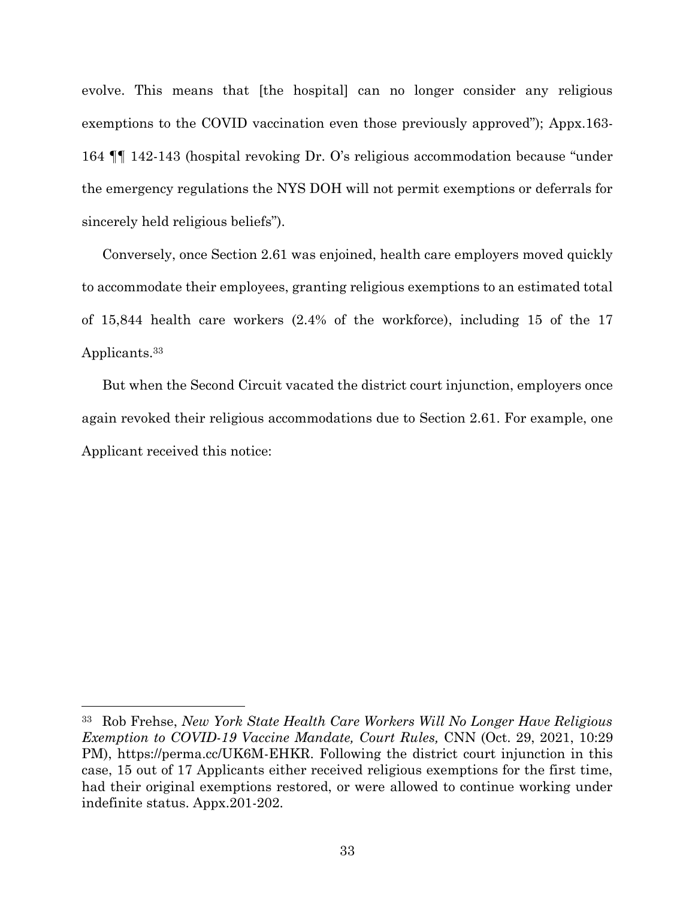evolve. This means that [the hospital] can no longer consider any religious exemptions to the COVID vaccination even those previously approved"); Appx.163-164 ¶¶ 142-143 (hospital revoking Dr. O's religious accommodation because "under the emergency regulations the NYS DOH will not permit exemptions or deferrals for sincerely held religious beliefs").

Conversely, once Section 2.61 was enjoined, health care employers moved quickly to accommodate their employees, granting religious exemptions to an estimated total of 15,844 health care workers (2.4% of the workforce), including 15 of the 17 Applicants.[33]

But when the Second Circuit vacated the district court injunction, employers once again revoked their religious accommodations due to Section 2.61. For example, one Applicant received this notice:

---

[33] Rob Frehse, *New York State Health Care Workers Will No Longer Have Religious Exemption to COVID-19 Vaccine Mandate, Court Rules,* CNN (Oct. 29, 2021, 10:29 PM), https://perma.cc/UK6M-EHKR. Following the district court injunction in this case, 15 out of 17 Applicants either received religious exemptions for the first time, had their original exemptions restored, or were allowed to continue working under indefinite status. Appx.201-202.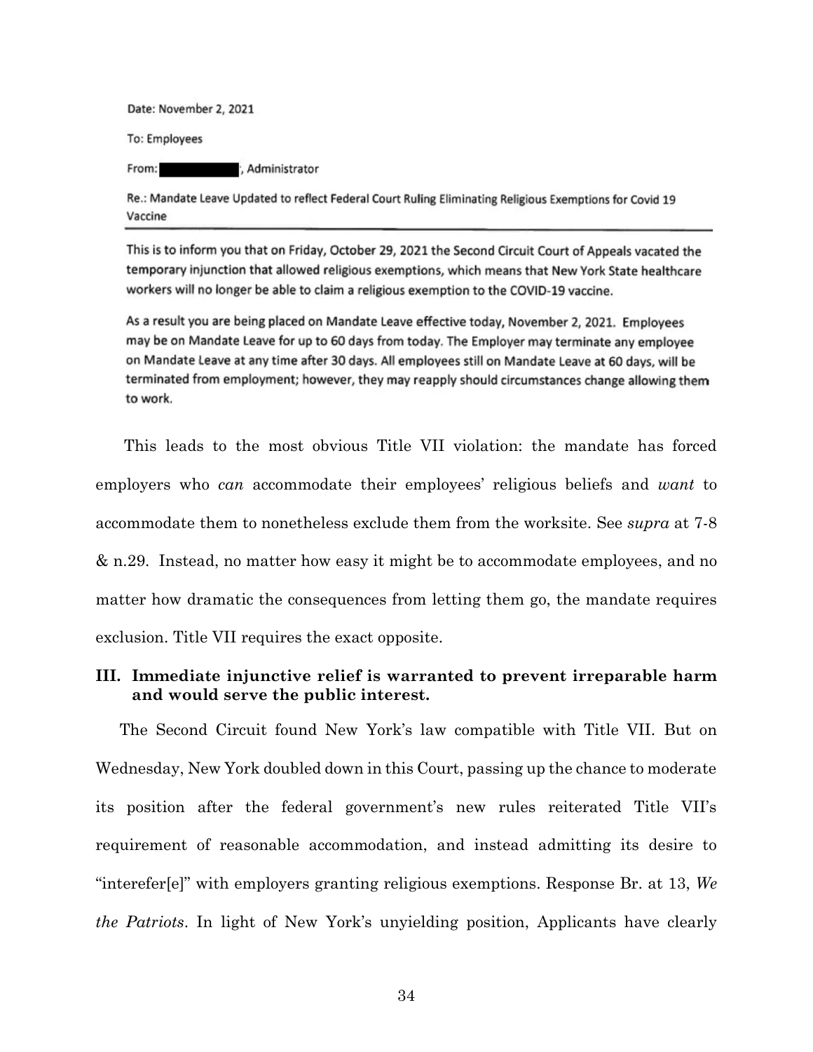Date: November 2, 2021

To: Employees

From: ██████████, Administrator

Re.: Mandate Leave Updated to reflect Federal Court Ruling Eliminating Religious Exemptions for Covid 19 Vaccine

---

This is to inform you that on Friday, October 29, 2021 the Second Circuit Court of Appeals vacated the temporary injunction that allowed religious exemptions, which means that New York State healthcare workers will no longer be able to claim a religious exemption to the COVID-19 vaccine.

As a result you are being placed on Mandate Leave effective today, November 2, 2021. Employees may be on Mandate Leave for up to 60 days from today. The Employer may terminate any employee on Mandate Leave at any time after 30 days. All employees still on Mandate Leave at 60 days, will be terminated from employment; however, they may reapply should circumstances change allowing them to work.

This leads to the most obvious Title VII violation: the mandate has forced employers who *can* accommodate their employees' religious beliefs and *want* to accommodate them to nonetheless exclude them from the worksite. See *supra* at 7-8 & n.29. Instead, no matter how easy it might be to accommodate employees, and no matter how dramatic the consequences from letting them go, the mandate requires exclusion. Title VII requires the exact opposite.

### III. Immediate injunctive relief is warranted to prevent irreparable harm and would serve the public interest.

The Second Circuit found New York's law compatible with Title VII. But on Wednesday, New York doubled down in this Court, passing up the chance to moderate its position after the federal government's new rules reiterated Title VII's requirement of reasonable accommodation, and instead admitting its desire to "interefer[e]" with employers granting religious exemptions. Response Br. at 13, *We the Patriots*. In light of New York's unyielding position, Applicants have clearly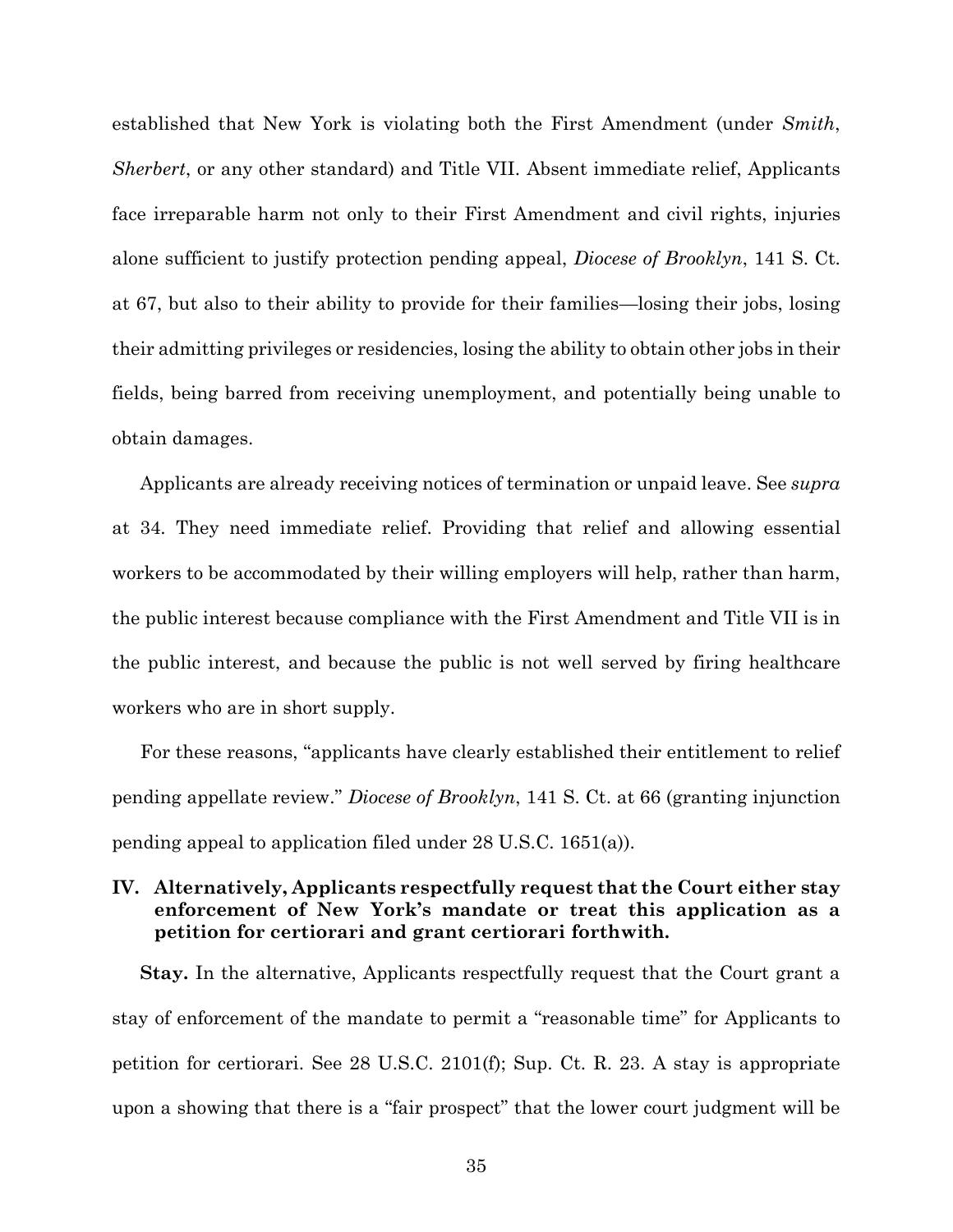established that New York is violating both the First Amendment (under *Smith*, *Sherbert*, or any other standard) and Title VII. Absent immediate relief, Applicants face irreparable harm not only to their First Amendment and civil rights, injuries alone sufficient to justify protection pending appeal, *Diocese of Brooklyn*, 141 S. Ct. at 67, but also to their ability to provide for their families—losing their jobs, losing their admitting privileges or residencies, losing the ability to obtain other jobs in their fields, being barred from receiving unemployment, and potentially being unable to obtain damages.

Applicants are already receiving notices of termination or unpaid leave. See *supra* at 34. They need immediate relief. Providing that relief and allowing essential workers to be accommodated by their willing employers will help, rather than harm, the public interest because compliance with the First Amendment and Title VII is in the public interest, and because the public is not well served by firing healthcare workers who are in short supply.

For these reasons, "applicants have clearly established their entitlement to relief pending appellate review." *Diocese of Brooklyn*, 141 S. Ct. at 66 (granting injunction pending appeal to application filed under 28 U.S.C. 1651(a)).

## IV. Alternatively, Applicants respectfully request that the Court either stay enforcement of New York's mandate or treat this application as a petition for certiorari and grant certiorari forthwith.

**Stay.** In the alternative, Applicants respectfully request that the Court grant a stay of enforcement of the mandate to permit a "reasonable time" for Applicants to petition for certiorari. See 28 U.S.C. 2101(f); Sup. Ct. R. 23. A stay is appropriate upon a showing that there is a "fair prospect" that the lower court judgment will be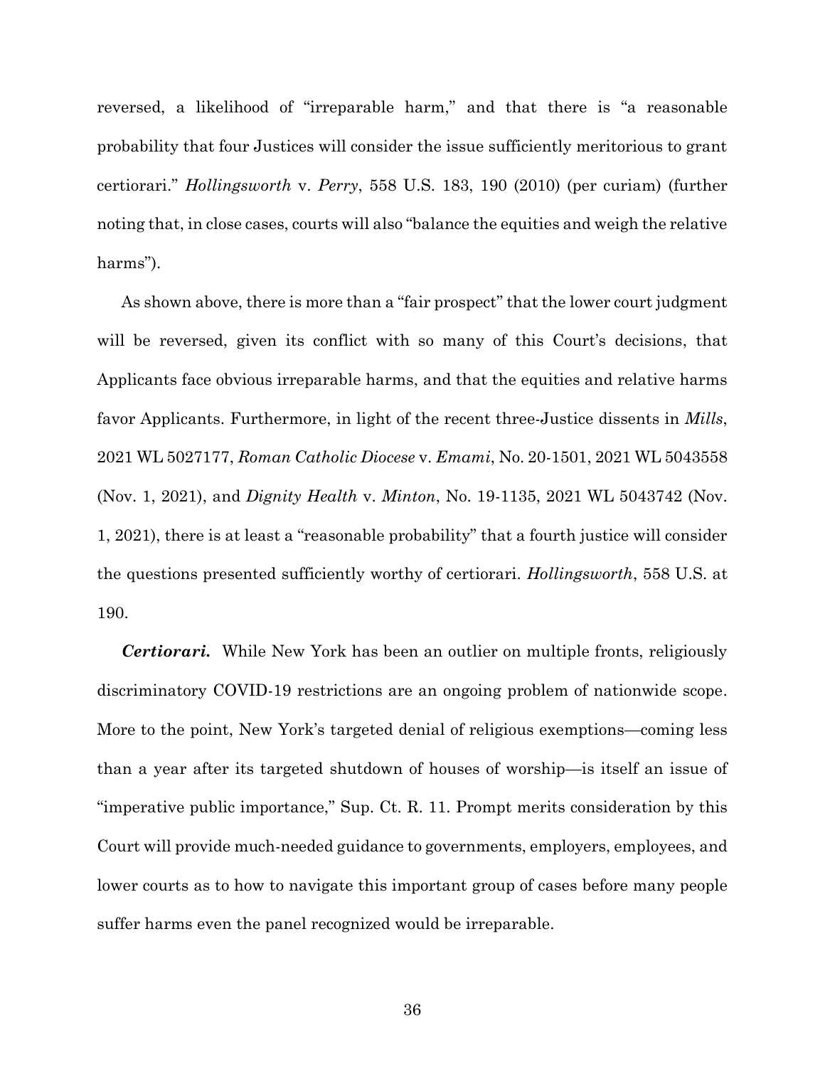reversed, a likelihood of "irreparable harm," and that there is "a reasonable probability that four Justices will consider the issue sufficiently meritorious to grant certiorari." *Hollingsworth* v. *Perry*, 558 U.S. 183, 190 (2010) (per curiam) (further noting that, in close cases, courts will also "balance the equities and weigh the relative harms").

As shown above, there is more than a "fair prospect" that the lower court judgment will be reversed, given its conflict with so many of this Court's decisions, that Applicants face obvious irreparable harms, and that the equities and relative harms favor Applicants. Furthermore, in light of the recent three-Justice dissents in *Mills*, 2021 WL 5027177, *Roman Catholic Diocese* v. *Emami*, No. 20-1501, 2021 WL 5043558 (Nov. 1, 2021), and *Dignity Health* v. *Minton*, No. 19-1135, 2021 WL 5043742 (Nov. 1, 2021), there is at least a "reasonable probability" that a fourth justice will consider the questions presented sufficiently worthy of certiorari. *Hollingsworth*, 558 U.S. at 190.

***Certiorari.*** While New York has been an outlier on multiple fronts, religiously discriminatory COVID-19 restrictions are an ongoing problem of nationwide scope. More to the point, New York's targeted denial of religious exemptions—coming less than a year after its targeted shutdown of houses of worship—is itself an issue of "imperative public importance," Sup. Ct. R. 11. Prompt merits consideration by this Court will provide much-needed guidance to governments, employers, employees, and lower courts as to how to navigate this important group of cases before many people suffer harms even the panel recognized would be irreparable.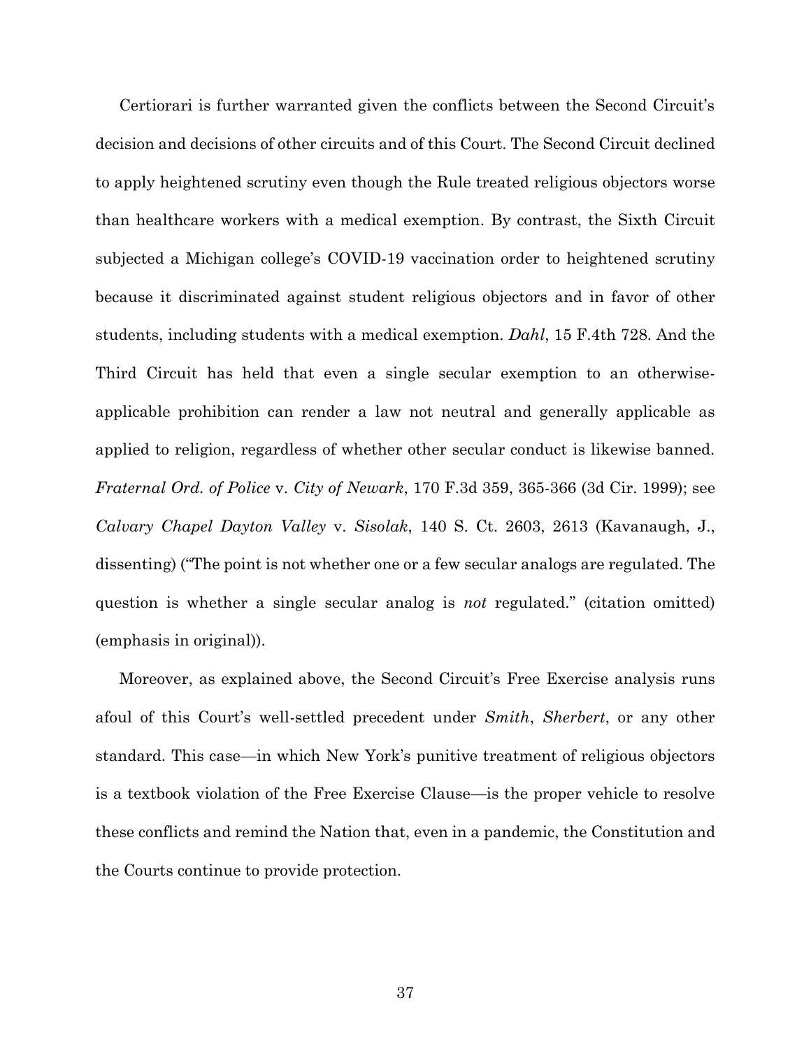Certiorari is further warranted given the conflicts between the Second Circuit's decision and decisions of other circuits and of this Court. The Second Circuit declined to apply heightened scrutiny even though the Rule treated religious objectors worse than healthcare workers with a medical exemption. By contrast, the Sixth Circuit subjected a Michigan college's COVID-19 vaccination order to heightened scrutiny because it discriminated against student religious objectors and in favor of other students, including students with a medical exemption. *Dahl*, 15 F.4th 728. And the Third Circuit has held that even a single secular exemption to an otherwise-applicable prohibition can render a law not neutral and generally applicable as applied to religion, regardless of whether other secular conduct is likewise banned. *Fraternal Ord. of Police* v. *City of Newark*, 170 F.3d 359, 365-366 (3d Cir. 1999); see *Calvary Chapel Dayton Valley* v. *Sisolak*, 140 S. Ct. 2603, 2613 (Kavanaugh, J., dissenting) ("The point is not whether one or a few secular analogs are regulated. The question is whether a single secular analog is *not* regulated." (citation omitted) (emphasis in original)).

Moreover, as explained above, the Second Circuit's Free Exercise analysis runs afoul of this Court's well-settled precedent under *Smith*, *Sherbert*, or any other standard. This case—in which New York's punitive treatment of religious objectors is a textbook violation of the Free Exercise Clause—is the proper vehicle to resolve these conflicts and remind the Nation that, even in a pandemic, the Constitution and the Courts continue to provide protection.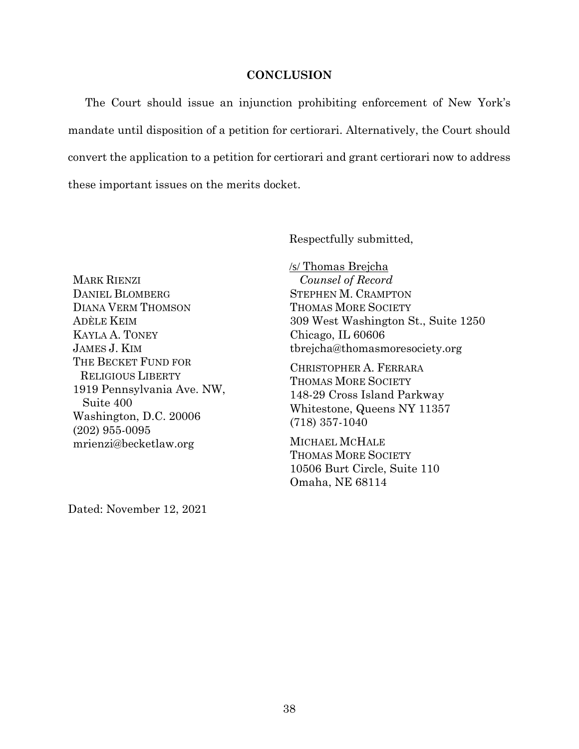## CONCLUSION

The Court should issue an injunction prohibiting enforcement of New York's mandate until disposition of a petition for certiorari. Alternatively, the Court should convert the application to a petition for certiorari and grant certiorari now to address these important issues on the merits docket.

Respectfully submitted,

/s/ Thomas Brejcha
*Counsel of Record*
STEPHEN M. CRAMPTON
THOMAS MORE SOCIETY
309 West Washington St., Suite 1250
Chicago, IL 60606
tbrejcha@thomasmoresociety.org

CHRISTOPHER A. FERRARA
THOMAS MORE SOCIETY
148-29 Cross Island Parkway
Whitestone, Queens NY 11357
(718) 357-1040

MICHAEL MCHALE
THOMAS MORE SOCIETY
10506 Burt Circle, Suite 110
Omaha, NE 68114

MARK RIENZI
DANIEL BLOMBERG
DIANA VERM THOMSON
ADÈLE KEIM
KAYLA A. TONEY
JAMES J. KIM
THE BECKET FUND FOR RELIGIOUS LIBERTY
1919 Pennsylvania Ave. NW, Suite 400
Washington, D.C. 20006
(202) 955-0095
mrienzi@becketlaw.org

Dated: November 12, 2021